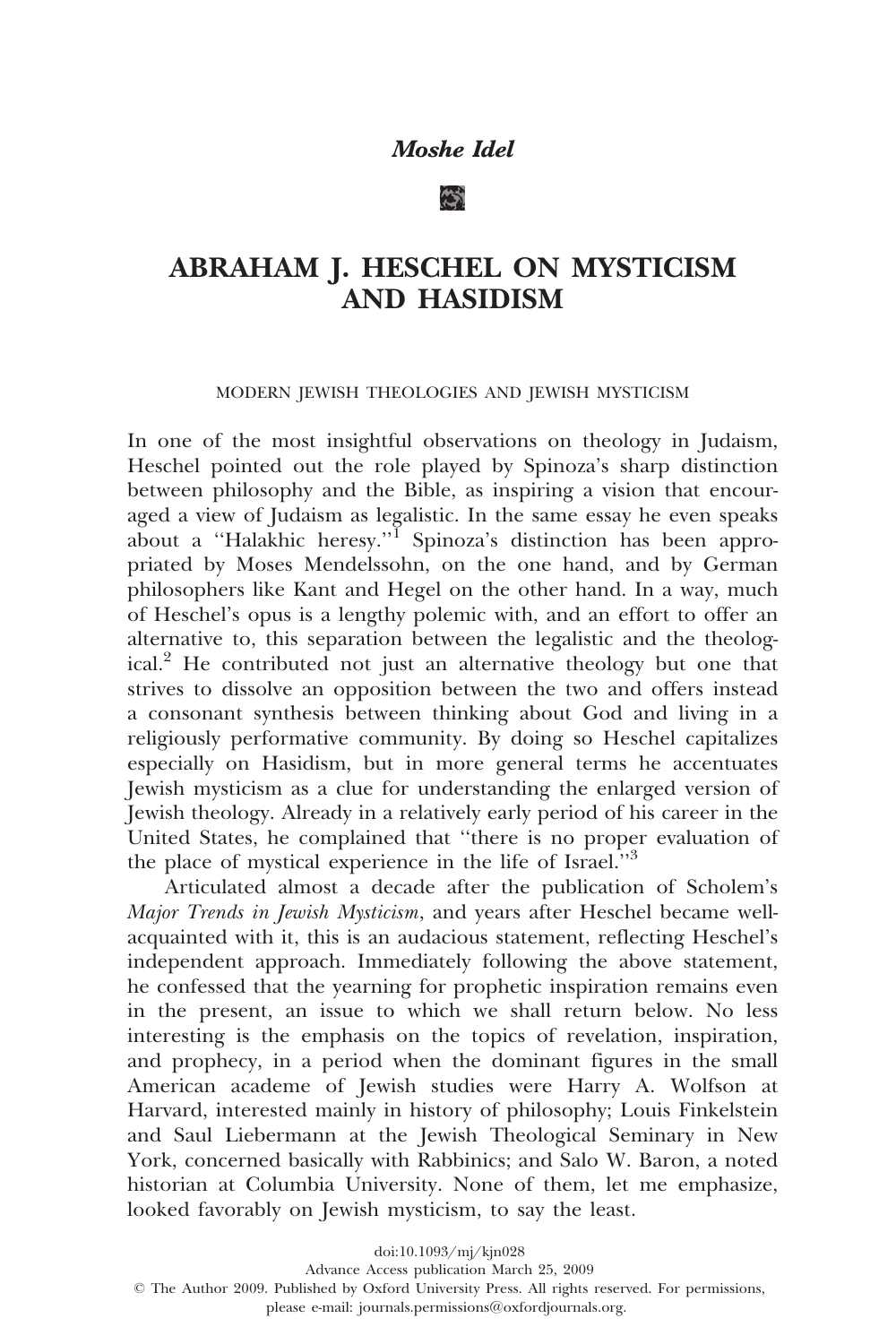*Moshe Idel*

# ABRAHAM J. HESCHEL ON MYSTICISM AND HASIDISM

## MODERN JEWISH THEOLOGIES AND JEWISH MYSTICISM

In one of the most insightful observations on theology in Judaism, Heschel pointed out the role played by Spinoza's sharp distinction between philosophy and the Bible, as inspiring a vision that encouraged a view of Judaism as legalistic. In the same essay he even speaks about a "Halakhic heresy."[1] Spinoza's distinction has been appropriated by Moses Mendelssohn, on the one hand, and by German philosophers like Kant and Hegel on the other hand. In a way, much of Heschel's opus is a lengthy polemic with, and an effort to offer an alternative to, this separation between the legalistic and the theological.[2] He contributed not just an alternative theology but one that strives to dissolve an opposition between the two and offers instead a consonant synthesis between thinking about God and living in a religiously performative community. By doing so Heschel capitalizes especially on Hasidism, but in more general terms he accentuates Jewish mysticism as a clue for understanding the enlarged version of Jewish theology. Already in a relatively early period of his career in the United States, he complained that "there is no proper evaluation of the place of mystical experience in the life of Israel."[3]

Articulated almost a decade after the publication of Scholem's *Major Trends in Jewish Mysticism*, and years after Heschel became well-acquainted with it, this is an audacious statement, reflecting Heschel's independent approach. Immediately following the above statement, he confessed that the yearning for prophetic inspiration remains even in the present, an issue to which we shall return below. No less interesting is the emphasis on the topics of revelation, inspiration, and prophecy, in a period when the dominant figures in the small American academe of Jewish studies were Harry A. Wolfson at Harvard, interested mainly in history of philosophy; Louis Finkelstein and Saul Liebermann at the Jewish Theological Seminary in New York, concerned basically with Rabbinics; and Salo W. Baron, a noted historian at Columbia University. None of them, let me emphasize, looked favorably on Jewish mysticism, to say the least.

doi:10.1093/mj/kjn028
Advance Access publication March 25, 2009
© The Author 2009. Published by Oxford University Press. All rights reserved. For permissions, please e-mail: journals.permissions@oxfordjournals.org.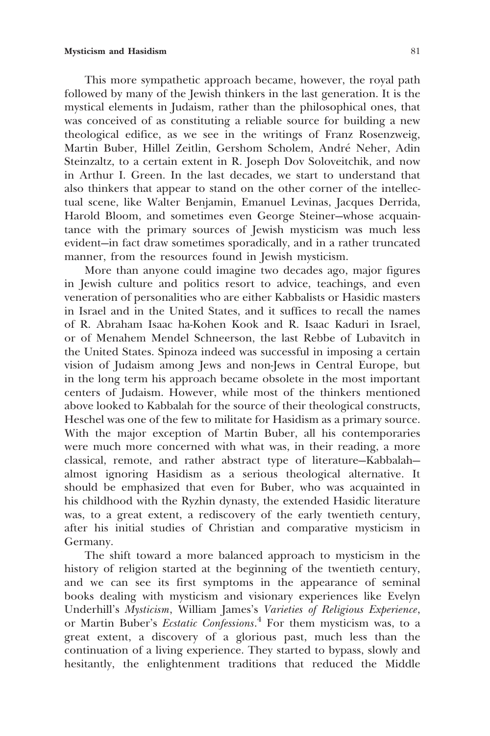This more sympathetic approach became, however, the royal path followed by many of the Jewish thinkers in the last generation. It is the mystical elements in Judaism, rather than the philosophical ones, that was conceived of as constituting a reliable source for building a new theological edifice, as we see in the writings of Franz Rosenzweig, Martin Buber, Hillel Zeitlin, Gershom Scholem, André Neher, Adin Steinzaltz, to a certain extent in R. Joseph Dov Soloveitchik, and now in Arthur I. Green. In the last decades, we start to understand that also thinkers that appear to stand on the other corner of the intellectual scene, like Walter Benjamin, Emanuel Levinas, Jacques Derrida, Harold Bloom, and sometimes even George Steiner—whose acquaintance with the primary sources of Jewish mysticism was much less evident—in fact draw sometimes sporadically, and in a rather truncated manner, from the resources found in Jewish mysticism.

More than anyone could imagine two decades ago, major figures in Jewish culture and politics resort to advice, teachings, and even veneration of personalities who are either Kabbalists or Hasidic masters in Israel and in the United States, and it suffices to recall the names of R. Abraham Isaac ha-Kohen Kook and R. Isaac Kaduri in Israel, or of Menahem Mendel Schneerson, the last Rebbe of Lubavitch in the United States. Spinoza indeed was successful in imposing a certain vision of Judaism among Jews and non-Jews in Central Europe, but in the long term his approach became obsolete in the most important centers of Judaism. However, while most of the thinkers mentioned above looked to Kabbalah for the source of their theological constructs, Heschel was one of the few to militate for Hasidism as a primary source. With the major exception of Martin Buber, all his contemporaries were much more concerned with what was, in their reading, a more classical, remote, and rather abstract type of literature—Kabbalah—almost ignoring Hasidism as a serious theological alternative. It should be emphasized that even for Buber, who was acquainted in his childhood with the Ryzhin dynasty, the extended Hasidic literature was, to a great extent, a rediscovery of the early twentieth century, after his initial studies of Christian and comparative mysticism in Germany.

The shift toward a more balanced approach to mysticism in the history of religion started at the beginning of the twentieth century, and we can see its first symptoms in the appearance of seminal books dealing with mysticism and visionary experiences like Evelyn Underhill's *Mysticism*, William James's *Varieties of Religious Experience*, or Martin Buber's *Ecstatic Confessions*.[4] For them mysticism was, to a great extent, a discovery of a glorious past, much less than the continuation of a living experience. They started to bypass, slowly and hesitantly, the enlightenment traditions that reduced the Middle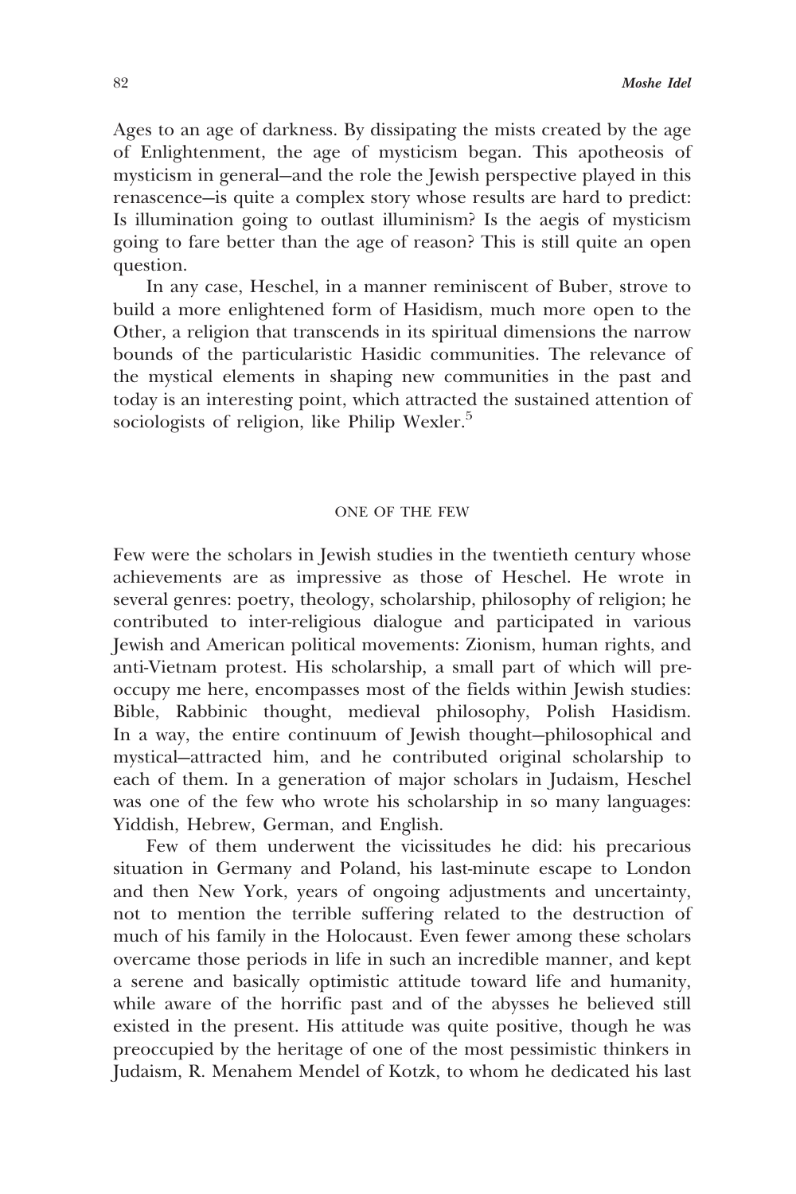Ages to an age of darkness. By dissipating the mists created by the age of Enlightenment, the age of mysticism began. This apotheosis of mysticism in general—and the role the Jewish perspective played in this renascence—is quite a complex story whose results are hard to predict: Is illumination going to outlast illuminism? Is the aegis of mysticism going to fare better than the age of reason? This is still quite an open question.

In any case, Heschel, in a manner reminiscent of Buber, strove to build a more enlightened form of Hasidism, much more open to the Other, a religion that transcends in its spiritual dimensions the narrow bounds of the particularistic Hasidic communities. The relevance of the mystical elements in shaping new communities in the past and today is an interesting point, which attracted the sustained attention of sociologists of religion, like Philip Wexler.[5]

## ONE OF THE FEW

Few were the scholars in Jewish studies in the twentieth century whose achievements are as impressive as those of Heschel. He wrote in several genres: poetry, theology, scholarship, philosophy of religion; he contributed to inter-religious dialogue and participated in various Jewish and American political movements: Zionism, human rights, and anti-Vietnam protest. His scholarship, a small part of which will preoccupy me here, encompasses most of the fields within Jewish studies: Bible, Rabbinic thought, medieval philosophy, Polish Hasidism. In a way, the entire continuum of Jewish thought—philosophical and mystical—attracted him, and he contributed original scholarship to each of them. In a generation of major scholars in Judaism, Heschel was one of the few who wrote his scholarship in so many languages: Yiddish, Hebrew, German, and English.

Few of them underwent the vicissitudes he did: his precarious situation in Germany and Poland, his last-minute escape to London and then New York, years of ongoing adjustments and uncertainty, not to mention the terrible suffering related to the destruction of much of his family in the Holocaust. Even fewer among these scholars overcame those periods in life in such an incredible manner, and kept a serene and basically optimistic attitude toward life and humanity, while aware of the horrific past and of the abysses he believed still existed in the present. His attitude was quite positive, though he was preoccupied by the heritage of one of the most pessimistic thinkers in Judaism, R. Menahem Mendel of Kotzk, to whom he dedicated his last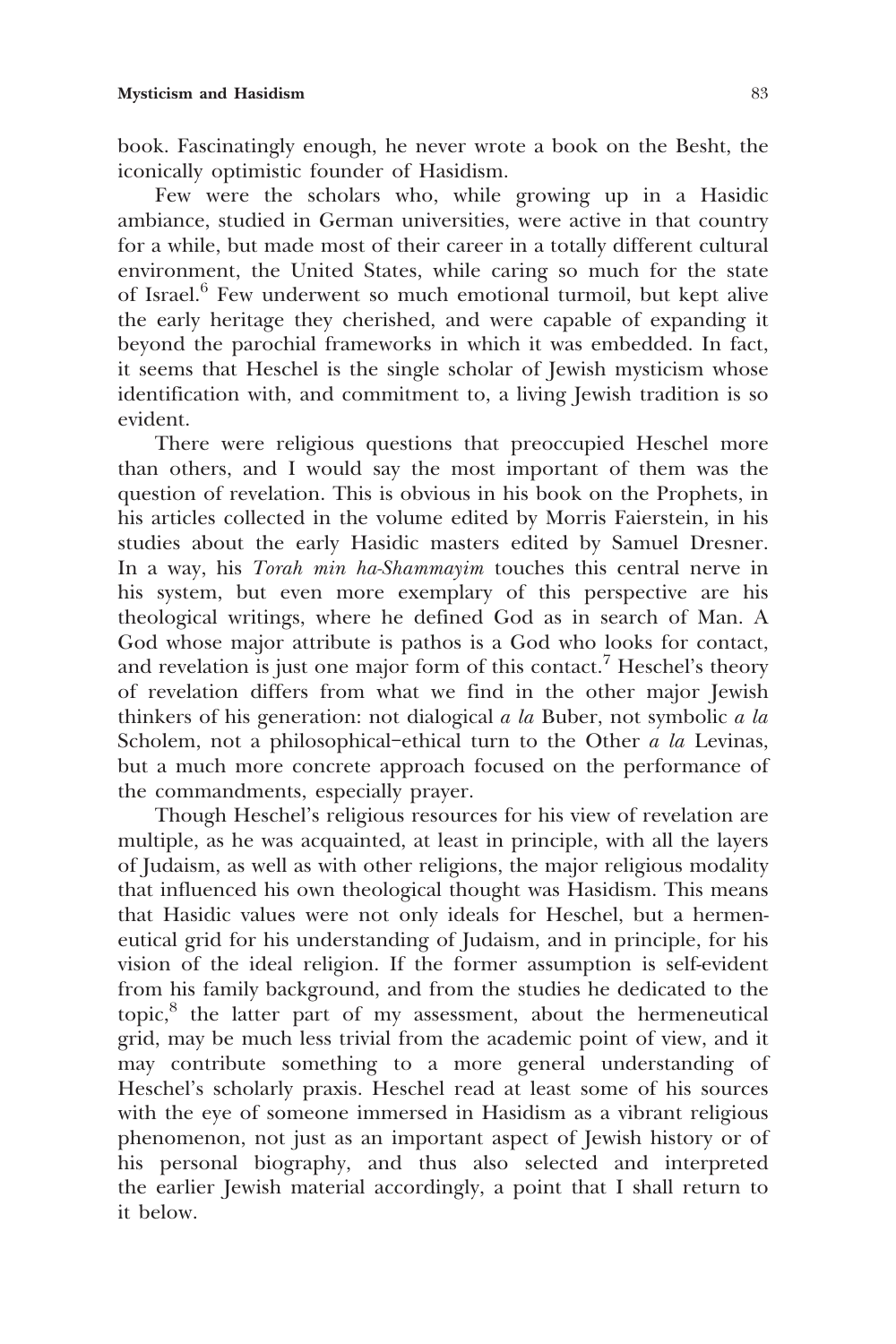book. Fascinatingly enough, he never wrote a book on the Besht, the iconically optimistic founder of Hasidism.

Few were the scholars who, while growing up in a Hasidic ambiance, studied in German universities, were active in that country for a while, but made most of their career in a totally different cultural environment, the United States, while caring so much for the state of Israel.[6] Few underwent so much emotional turmoil, but kept alive the early heritage they cherished, and were capable of expanding it beyond the parochial frameworks in which it was embedded. In fact, it seems that Heschel is the single scholar of Jewish mysticism whose identification with, and commitment to, a living Jewish tradition is so evident.

There were religious questions that preoccupied Heschel more than others, and I would say the most important of them was the question of revelation. This is obvious in his book on the Prophets, in his articles collected in the volume edited by Morris Faierstein, in his studies about the early Hasidic masters edited by Samuel Dresner. In a way, his *Torah min ha-Shammayim* touches this central nerve in his system, but even more exemplary of this perspective are his theological writings, where he defined God as in search of Man. A God whose major attribute is pathos is a God who looks for contact, and revelation is just one major form of this contact.[7] Heschel's theory of revelation differs from what we find in the other major Jewish thinkers of his generation: not dialogical *a la* Buber, not symbolic *a la* Scholem, not a philosophical–ethical turn to the Other *a la* Levinas, but a much more concrete approach focused on the performance of the commandments, especially prayer.

Though Heschel's religious resources for his view of revelation are multiple, as he was acquainted, at least in principle, with all the layers of Judaism, as well as with other religions, the major religious modality that influenced his own theological thought was Hasidism. This means that Hasidic values were not only ideals for Heschel, but a hermeneutical grid for his understanding of Judaism, and in principle, for his vision of the ideal religion. If the former assumption is self-evident from his family background, and from the studies he dedicated to the topic,[8] the latter part of my assessment, about the hermeneutical grid, may be much less trivial from the academic point of view, and it may contribute something to a more general understanding of Heschel's scholarly praxis. Heschel read at least some of his sources with the eye of someone immersed in Hasidism as a vibrant religious phenomenon, not just as an important aspect of Jewish history or of his personal biography, and thus also selected and interpreted the earlier Jewish material accordingly, a point that I shall return to it below.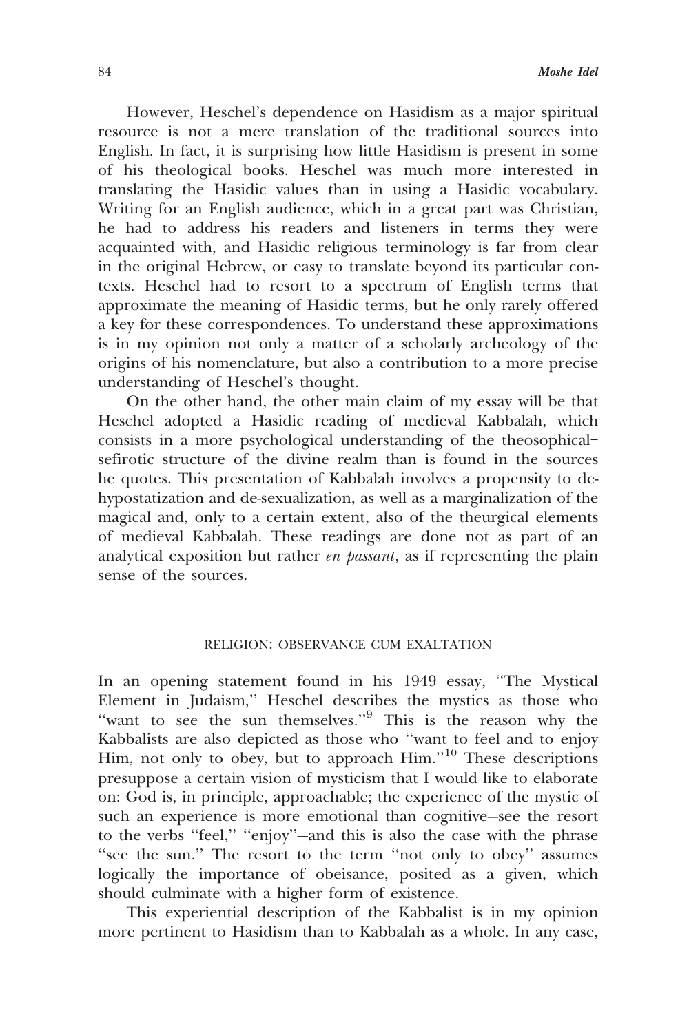However, Heschel's dependence on Hasidism as a major spiritual resource is not a mere translation of the traditional sources into English. In fact, it is surprising how little Hasidism is present in some of his theological books. Heschel was much more interested in translating the Hasidic values than in using a Hasidic vocabulary. Writing for an English audience, which in a great part was Christian, he had to address his readers and listeners in terms they were acquainted with, and Hasidic religious terminology is far from clear in the original Hebrew, or easy to translate beyond its particular contexts. Heschel had to resort to a spectrum of English terms that approximate the meaning of Hasidic terms, but he only rarely offered a key for these correspondences. To understand these approximations is in my opinion not only a matter of a scholarly archeology of the origins of his nomenclature, but also a contribution to a more precise understanding of Heschel's thought.

On the other hand, the other main claim of my essay will be that Heschel adopted a Hasidic reading of medieval Kabbalah, which consists in a more psychological understanding of the theosophical–sefirotic structure of the divine realm than is found in the sources he quotes. This presentation of Kabbalah involves a propensity to de-hypostatization and de-sexualization, as well as a marginalization of the magical and, only to a certain extent, also of the theurgical elements of medieval Kabbalah. These readings are done not as part of an analytical exposition but rather *en passant*, as if representing the plain sense of the sources.

## RELIGION: OBSERVANCE CUM EXALTATION

In an opening statement found in his 1949 essay, "The Mystical Element in Judaism," Heschel describes the mystics as those who "want to see the sun themselves."[9] This is the reason why the Kabbalists are also depicted as those who "want to feel and to enjoy Him, not only to obey, but to approach Him."[10] These descriptions presuppose a certain vision of mysticism that I would like to elaborate on: God is, in principle, approachable; the experience of the mystic of such an experience is more emotional than cognitive—see the resort to the verbs "feel," "enjoy"—and this is also the case with the phrase "see the sun." The resort to the term "not only to obey" assumes logically the importance of obeisance, posited as a given, which should culminate with a higher form of existence.

This experiential description of the Kabbalist is in my opinion more pertinent to Hasidism than to Kabbalah as a whole. In any case,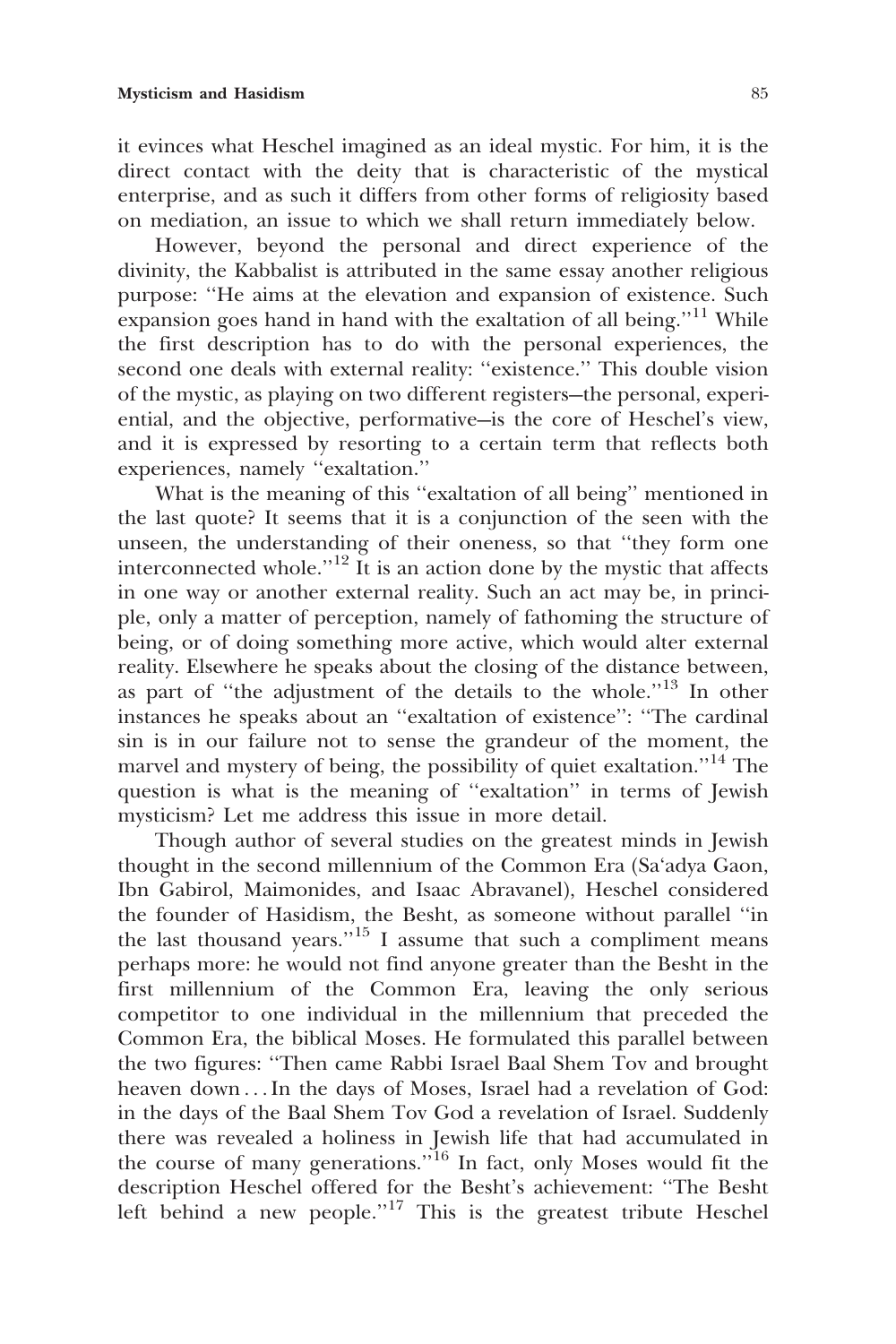it evinces what Heschel imagined as an ideal mystic. For him, it is the direct contact with the deity that is characteristic of the mystical enterprise, and as such it differs from other forms of religiosity based on mediation, an issue to which we shall return immediately below.

However, beyond the personal and direct experience of the divinity, the Kabbalist is attributed in the same essay another religious purpose: ''He aims at the elevation and expansion of existence. Such expansion goes hand in hand with the exaltation of all being.''[11] While the first description has to do with the personal experiences, the second one deals with external reality: ''existence.'' This double vision of the mystic, as playing on two different registers—the personal, experiential, and the objective, performative—is the core of Heschel's view, and it is expressed by resorting to a certain term that reflects both experiences, namely ''exaltation.''

What is the meaning of this ''exaltation of all being'' mentioned in the last quote? It seems that it is a conjunction of the seen with the unseen, the understanding of their oneness, so that ''they form one interconnected whole.''[12] It is an action done by the mystic that affects in one way or another external reality. Such an act may be, in principle, only a matter of perception, namely of fathoming the structure of being, or of doing something more active, which would alter external reality. Elsewhere he speaks about the closing of the distance between, as part of ''the adjustment of the details to the whole.''[13] In other instances he speaks about an ''exaltation of existence'': ''The cardinal sin is in our failure not to sense the grandeur of the moment, the marvel and mystery of being, the possibility of quiet exaltation.''[14] The question is what is the meaning of ''exaltation'' in terms of Jewish mysticism? Let me address this issue in more detail.

Though author of several studies on the greatest minds in Jewish thought in the second millennium of the Common Era (Sa'adya Gaon, Ibn Gabirol, Maimonides, and Isaac Abravanel), Heschel considered the founder of Hasidism, the Besht, as someone without parallel ''in the last thousand years.''[15] I assume that such a compliment means perhaps more: he would not find anyone greater than the Besht in the first millennium of the Common Era, leaving the only serious competitor to one individual in the millennium that preceded the Common Era, the biblical Moses. He formulated this parallel between the two figures: ''Then came Rabbi Israel Baal Shem Tov and brought heaven down . . . In the days of Moses, Israel had a revelation of God: in the days of the Baal Shem Tov God a revelation of Israel. Suddenly there was revealed a holiness in Jewish life that had accumulated in the course of many generations.''[16] In fact, only Moses would fit the description Heschel offered for the Besht's achievement: ''The Besht left behind a new people.''[17] This is the greatest tribute Heschel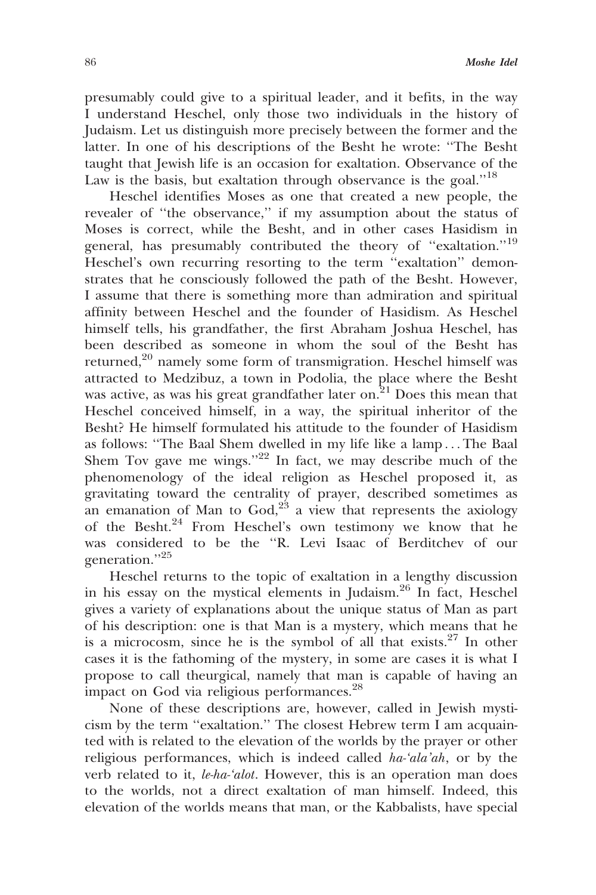presumably could give to a spiritual leader, and it befits, in the way I understand Heschel, only those two individuals in the history of Judaism. Let us distinguish more precisely between the former and the latter. In one of his descriptions of the Besht he wrote: ''The Besht taught that Jewish life is an occasion for exaltation. Observance of the Law is the basis, but exaltation through observance is the goal.''[18]

Heschel identifies Moses as one that created a new people, the revealer of ''the observance,'' if my assumption about the status of Moses is correct, while the Besht, and in other cases Hasidism in general, has presumably contributed the theory of ''exaltation.''[19] Heschel's own recurring resorting to the term ''exaltation'' demonstrates that he consciously followed the path of the Besht. However, I assume that there is something more than admiration and spiritual affinity between Heschel and the founder of Hasidism. As Heschel himself tells, his grandfather, the first Abraham Joshua Heschel, has been described as someone in whom the soul of the Besht has returned,[20] namely some form of transmigration. Heschel himself was attracted to Medzibuz, a town in Podolia, the place where the Besht was active, as was his great grandfather later on.[21] Does this mean that Heschel conceived himself, in a way, the spiritual inheritor of the Besht? He himself formulated his attitude to the founder of Hasidism as follows: ''The Baal Shem dwelled in my life like a lamp . . . The Baal Shem Tov gave me wings.''[22] In fact, we may describe much of the phenomenology of the ideal religion as Heschel proposed it, as gravitating toward the centrality of prayer, described sometimes as an emanation of Man to God,[23] a view that represents the axiology of the Besht.[24] From Heschel's own testimony we know that he was considered to be the ''R. Levi Isaac of Berditchev of our generation.''[25]

Heschel returns to the topic of exaltation in a lengthy discussion in his essay on the mystical elements in Judaism.[26] In fact, Heschel gives a variety of explanations about the unique status of Man as part of his description: one is that Man is a mystery, which means that he is a microcosm, since he is the symbol of all that exists.[27] In other cases it is the fathoming of the mystery, in some are cases it is what I propose to call theurgical, namely that man is capable of having an impact on God via religious performances.[28]

None of these descriptions are, however, called in Jewish mysticism by the term ''exaltation.'' The closest Hebrew term I am acquainted with is related to the elevation of the worlds by the prayer or other religious performances, which is indeed called *ha-'ala'ah*, or by the verb related to it, *le-ha-'alot*. However, this is an operation man does to the worlds, not a direct exaltation of man himself. Indeed, this elevation of the worlds means that man, or the Kabbalists, have special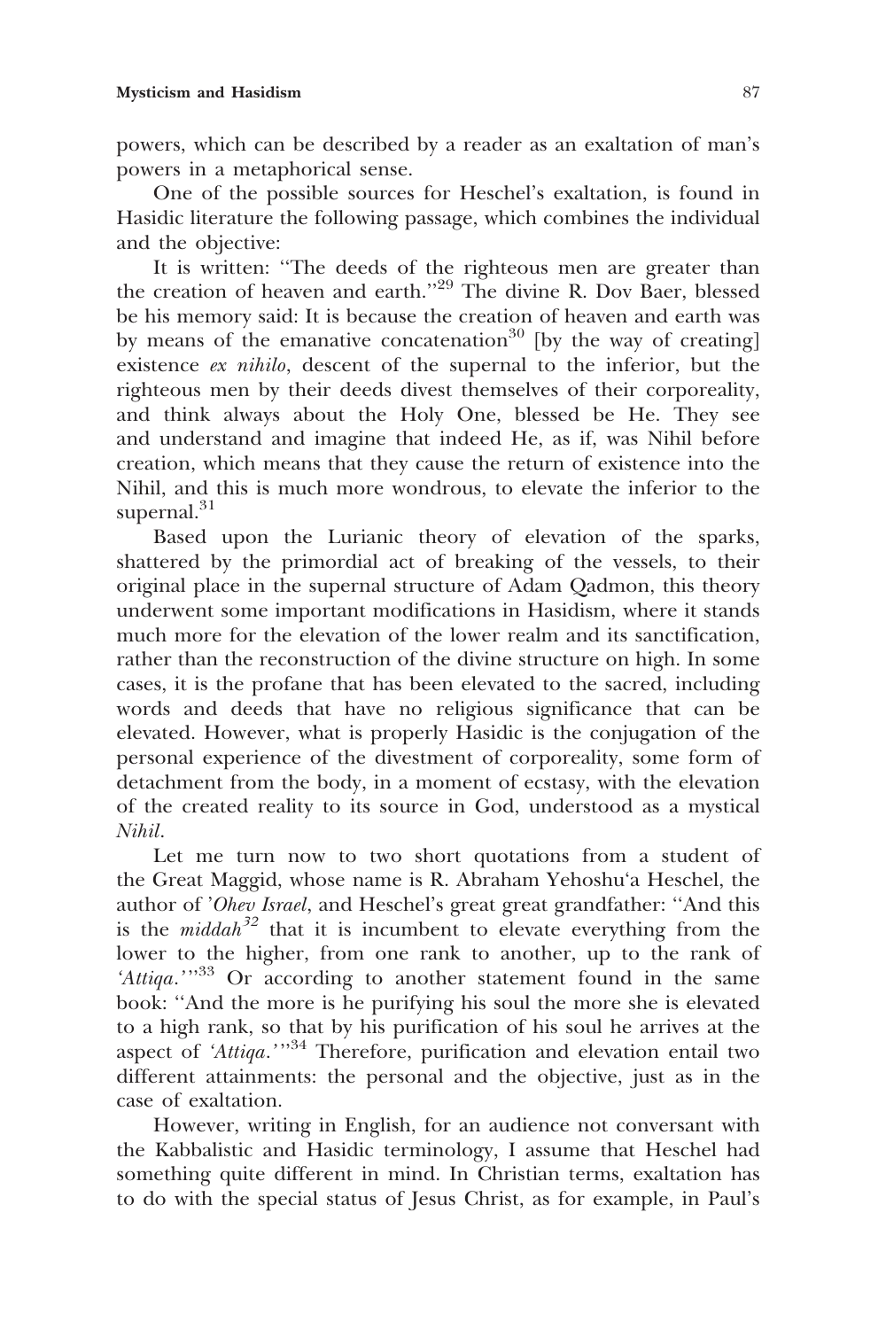powers, which can be described by a reader as an exaltation of man's powers in a metaphorical sense.

One of the possible sources for Heschel's exaltation, is found in Hasidic literature the following passage, which combines the individual and the objective:

It is written: "The deeds of the righteous men are greater than the creation of heaven and earth."[29] The divine R. Dov Baer, blessed be his memory said: It is because the creation of heaven and earth was by means of the emanative concatenation[30] [by the way of creating] existence *ex nihilo*, descent of the supernal to the inferior, but the righteous men by their deeds divest themselves of their corporeality, and think always about the Holy One, blessed be He. They see and understand and imagine that indeed He, as if, was Nihil before creation, which means that they cause the return of existence into the Nihil, and this is much more wondrous, to elevate the inferior to the supernal.[31]

Based upon the Lurianic theory of elevation of the sparks, shattered by the primordial act of breaking of the vessels, to their original place in the supernal structure of Adam Qadmon, this theory underwent some important modifications in Hasidism, where it stands much more for the elevation of the lower realm and its sanctification, rather than the reconstruction of the divine structure on high. In some cases, it is the profane that has been elevated to the sacred, including words and deeds that have no religious significance that can be elevated. However, what is properly Hasidic is the conjugation of the personal experience of the divestment of corporeality, some form of detachment from the body, in a moment of ecstasy, with the elevation of the created reality to its source in God, understood as a mystical *Nihil*.

Let me turn now to two short quotations from a student of the Great Maggid, whose name is R. Abraham Yehoshu'a Heschel, the author of *'Ohev Israel*, and Heschel's great great grandfather: "And this is the *middah*[32] that it is incumbent to elevate everything from the lower to the higher, from one rank to another, up to the rank of *'Attiqa*.'"[33] Or according to another statement found in the same book: "And the more is he purifying his soul the more she is elevated to a high rank, so that by his purification of his soul he arrives at the aspect of *'Attiqa*.'"[34] Therefore, purification and elevation entail two different attainments: the personal and the objective, just as in the case of exaltation.

However, writing in English, for an audience not conversant with the Kabbalistic and Hasidic terminology, I assume that Heschel had something quite different in mind. In Christian terms, exaltation has to do with the special status of Jesus Christ, as for example, in Paul's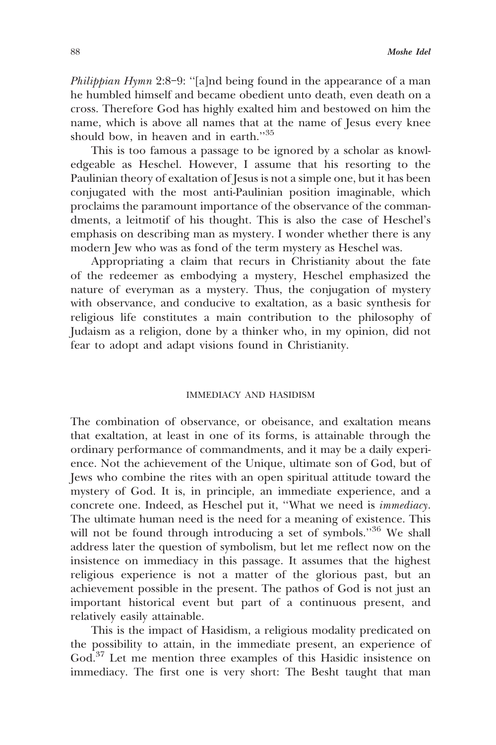*Philippian Hymn* 2:8–9: ''[a]nd being found in the appearance of a man he humbled himself and became obedient unto death, even death on a cross. Therefore God has highly exalted him and bestowed on him the name, which is above all names that at the name of Jesus every knee should bow, in heaven and in earth.''[35]

This is too famous a passage to be ignored by a scholar as knowledgeable as Heschel. However, I assume that his resorting to the Paulinian theory of exaltation of Jesus is not a simple one, but it has been conjugated with the most anti-Paulinian position imaginable, which proclaims the paramount importance of the observance of the commandments, a leitmotif of his thought. This is also the case of Heschel's emphasis on describing man as mystery. I wonder whether there is any modern Jew who was as fond of the term mystery as Heschel was.

Appropriating a claim that recurs in Christianity about the fate of the redeemer as embodying a mystery, Heschel emphasized the nature of everyman as a mystery. Thus, the conjugation of mystery with observance, and conducive to exaltation, as a basic synthesis for religious life constitutes a main contribution to the philosophy of Judaism as a religion, done by a thinker who, in my opinion, did not fear to adopt and adapt visions found in Christianity.

## IMMEDIACY AND HASIDISM

The combination of observance, or obeisance, and exaltation means that exaltation, at least in one of its forms, is attainable through the ordinary performance of commandments, and it may be a daily experience. Not the achievement of the Unique, ultimate son of God, but of Jews who combine the rites with an open spiritual attitude toward the mystery of God. It is, in principle, an immediate experience, and a concrete one. Indeed, as Heschel put it, ''What we need is *immediacy*. The ultimate human need is the need for a meaning of existence. This will not be found through introducing a set of symbols.''[36] We shall address later the question of symbolism, but let me reflect now on the insistence on immediacy in this passage. It assumes that the highest religious experience is not a matter of the glorious past, but an achievement possible in the present. The pathos of God is not just an important historical event but part of a continuous present, and relatively easily attainable.

This is the impact of Hasidism, a religious modality predicated on the possibility to attain, in the immediate present, an experience of God.[37] Let me mention three examples of this Hasidic insistence on immediacy. The first one is very short: The Besht taught that man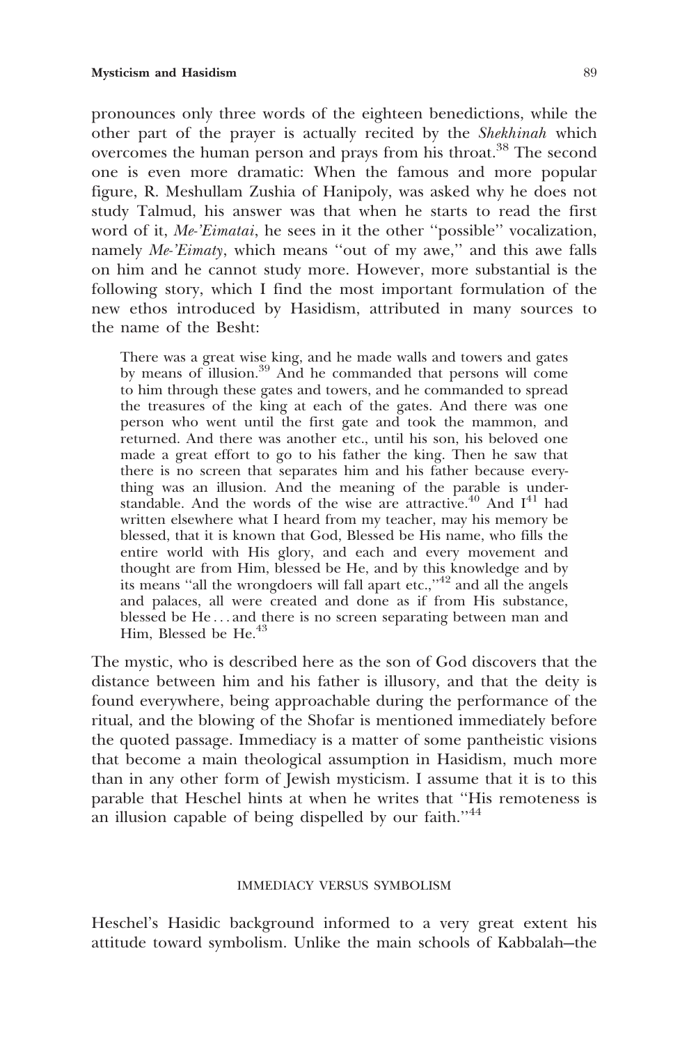pronounces only three words of the eighteen benedictions, while the other part of the prayer is actually recited by the *Shekhinah* which overcomes the human person and prays from his throat.[38] The second one is even more dramatic: When the famous and more popular figure, R. Meshullam Zushia of Hanipoly, was asked why he does not study Talmud, his answer was that when he starts to read the first word of it, *Me-'Eimatai*, he sees in it the other ''possible'' vocalization, namely *Me-'Eimaty*, which means ''out of my awe,'' and this awe falls on him and he cannot study more. However, more substantial is the following story, which I find the most important formulation of the new ethos introduced by Hasidism, attributed in many sources to the name of the Besht:

> There was a great wise king, and he made walls and towers and gates by means of illusion.[39] And he commanded that persons will come to him through these gates and towers, and he commanded to spread the treasures of the king at each of the gates. And there was one person who went until the first gate and took the mammon, and returned. And there was another etc., until his son, his beloved one made a great effort to go to his father the king. Then he saw that there is no screen that separates him and his father because everything was an illusion. And the meaning of the parable is understandable. And the words of the wise are attractive.[40] And I[41] had written elsewhere what I heard from my teacher, may his memory be blessed, that it is known that God, Blessed be His name, who fills the entire world with His glory, and each and every movement and thought are from Him, blessed be He, and by this knowledge and by its means ''all the wrongdoers will fall apart etc.,''[42] and all the angels and palaces, all were created and done as if from His substance, blessed be He . . . and there is no screen separating between man and Him, Blessed be He.[43]

The mystic, who is described here as the son of God discovers that the distance between him and his father is illusory, and that the deity is found everywhere, being approachable during the performance of the ritual, and the blowing of the Shofar is mentioned immediately before the quoted passage. Immediacy is a matter of some pantheistic visions that become a main theological assumption in Hasidism, much more than in any other form of Jewish mysticism. I assume that it is to this parable that Heschel hints at when he writes that ''His remoteness is an illusion capable of being dispelled by our faith.''[44]

## IMMEDIACY VERSUS SYMBOLISM

Heschel's Hasidic background informed to a very great extent his attitude toward symbolism. Unlike the main schools of Kabbalah—the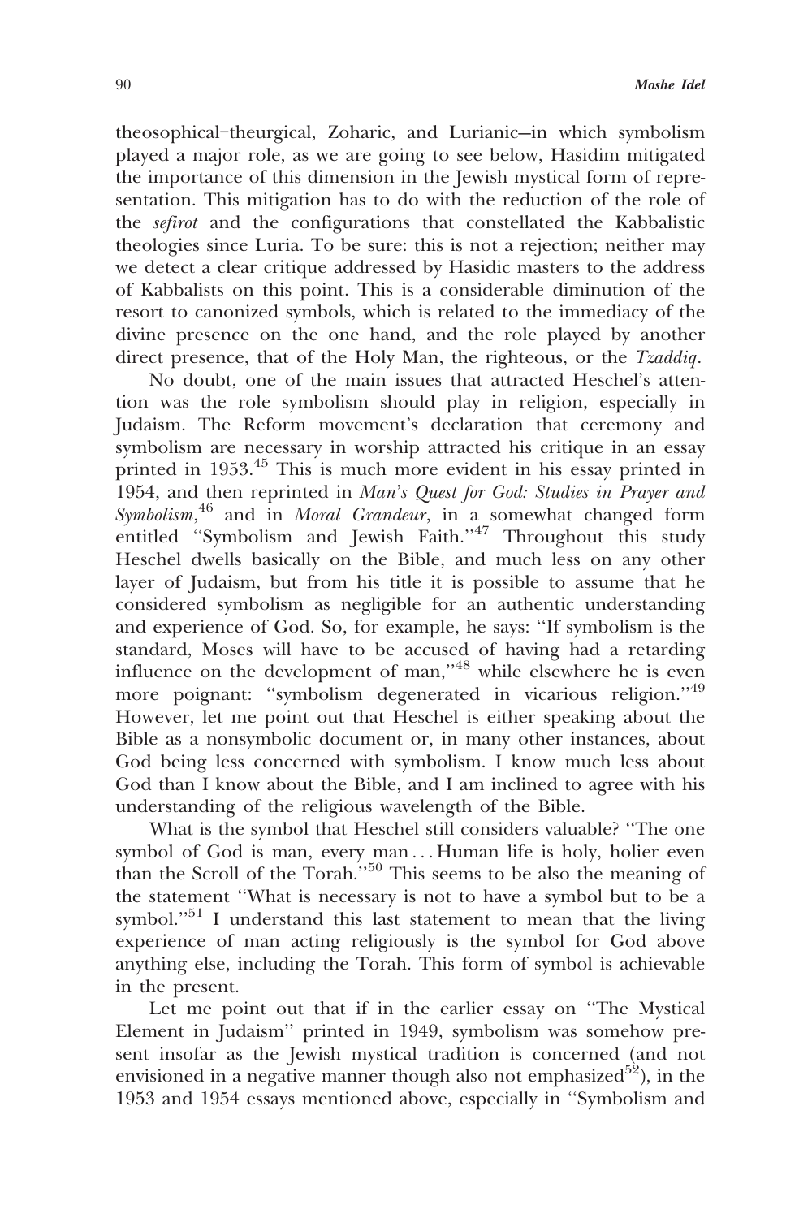theosophical–theurgical, Zoharic, and Lurianic—in which symbolism played a major role, as we are going to see below, Hasidim mitigated the importance of this dimension in the Jewish mystical form of representation. This mitigation has to do with the reduction of the role of the *sefirot* and the configurations that constellated the Kabbalistic theologies since Luria. To be sure: this is not a rejection; neither may we detect a clear critique addressed by Hasidic masters to the address of Kabbalists on this point. This is a considerable diminution of the resort to canonized symbols, which is related to the immediacy of the divine presence on the one hand, and the role played by another direct presence, that of the Holy Man, the righteous, or the *Tzaddiq*.

No doubt, one of the main issues that attracted Heschel's attention was the role symbolism should play in religion, especially in Judaism. The Reform movement's declaration that ceremony and symbolism are necessary in worship attracted his critique in an essay printed in 1953.[45] This is much more evident in his essay printed in 1954, and then reprinted in *Man's Quest for God: Studies in Prayer and Symbolism*,[46] and in *Moral Grandeur*, in a somewhat changed form entitled ''Symbolism and Jewish Faith.''[47] Throughout this study Heschel dwells basically on the Bible, and much less on any other layer of Judaism, but from his title it is possible to assume that he considered symbolism as negligible for an authentic understanding and experience of God. So, for example, he says: ''If symbolism is the standard, Moses will have to be accused of having had a retarding influence on the development of man,''[48] while elsewhere he is even more poignant: ''symbolism degenerated in vicarious religion.''[49] However, let me point out that Heschel is either speaking about the Bible as a nonsymbolic document or, in many other instances, about God being less concerned with symbolism. I know much less about God than I know about the Bible, and I am inclined to agree with his understanding of the religious wavelength of the Bible.

What is the symbol that Heschel still considers valuable? ''The one symbol of God is man, every man . . . Human life is holy, holier even than the Scroll of the Torah.''[50] This seems to be also the meaning of the statement ''What is necessary is not to have a symbol but to be a symbol.''[51] I understand this last statement to mean that the living experience of man acting religiously is the symbol for God above anything else, including the Torah. This form of symbol is achievable in the present.

Let me point out that if in the earlier essay on ''The Mystical Element in Judaism'' printed in 1949, symbolism was somehow present insofar as the Jewish mystical tradition is concerned (and not envisioned in a negative manner though also not emphasized[52]), in the 1953 and 1954 essays mentioned above, especially in ''Symbolism and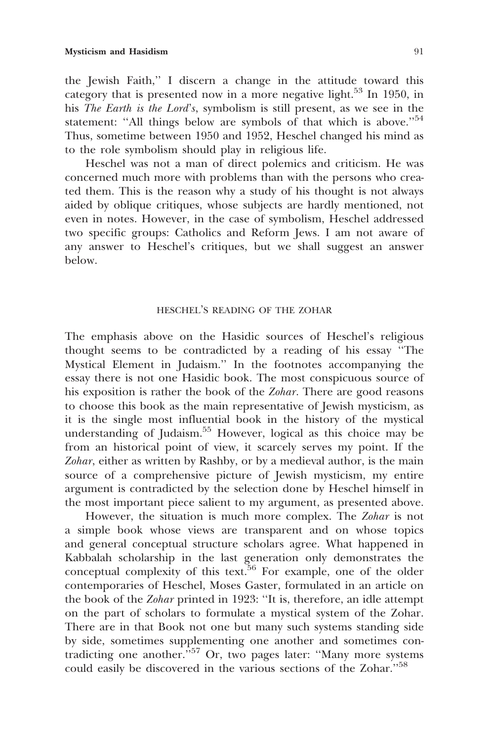the Jewish Faith,'' I discern a change in the attitude toward this category that is presented now in a more negative light.[53] In 1950, in his *The Earth is the Lord's*, symbolism is still present, as we see in the statement: ''All things below are symbols of that which is above.''[54] Thus, sometime between 1950 and 1952, Heschel changed his mind as to the role symbolism should play in religious life.

Heschel was not a man of direct polemics and criticism. He was concerned much more with problems than with the persons who created them. This is the reason why a study of his thought is not always aided by oblique critiques, whose subjects are hardly mentioned, not even in notes. However, in the case of symbolism, Heschel addressed two specific groups: Catholics and Reform Jews. I am not aware of any answer to Heschel's critiques, but we shall suggest an answer below.

## HESCHEL'S READING OF THE ZOHAR

The emphasis above on the Hasidic sources of Heschel's religious thought seems to be contradicted by a reading of his essay ''The Mystical Element in Judaism.'' In the footnotes accompanying the essay there is not one Hasidic book. The most conspicuous source of his exposition is rather the book of the *Zohar*. There are good reasons to choose this book as the main representative of Jewish mysticism, as it is the single most influential book in the history of the mystical understanding of Judaism.[55] However, logical as this choice may be from an historical point of view, it scarcely serves my point. If the *Zohar*, either as written by Rashby, or by a medieval author, is the main source of a comprehensive picture of Jewish mysticism, my entire argument is contradicted by the selection done by Heschel himself in the most important piece salient to my argument, as presented above.

However, the situation is much more complex. The *Zohar* is not a simple book whose views are transparent and on whose topics and general conceptual structure scholars agree. What happened in Kabbalah scholarship in the last generation only demonstrates the conceptual complexity of this text.[56] For example, one of the older contemporaries of Heschel, Moses Gaster, formulated in an article on the book of the *Zohar* printed in 1923: ''It is, therefore, an idle attempt on the part of scholars to formulate a mystical system of the Zohar. There are in that Book not one but many such systems standing side by side, sometimes supplementing one another and sometimes contradicting one another.''[57] Or, two pages later: ''Many more systems could easily be discovered in the various sections of the Zohar.''[58]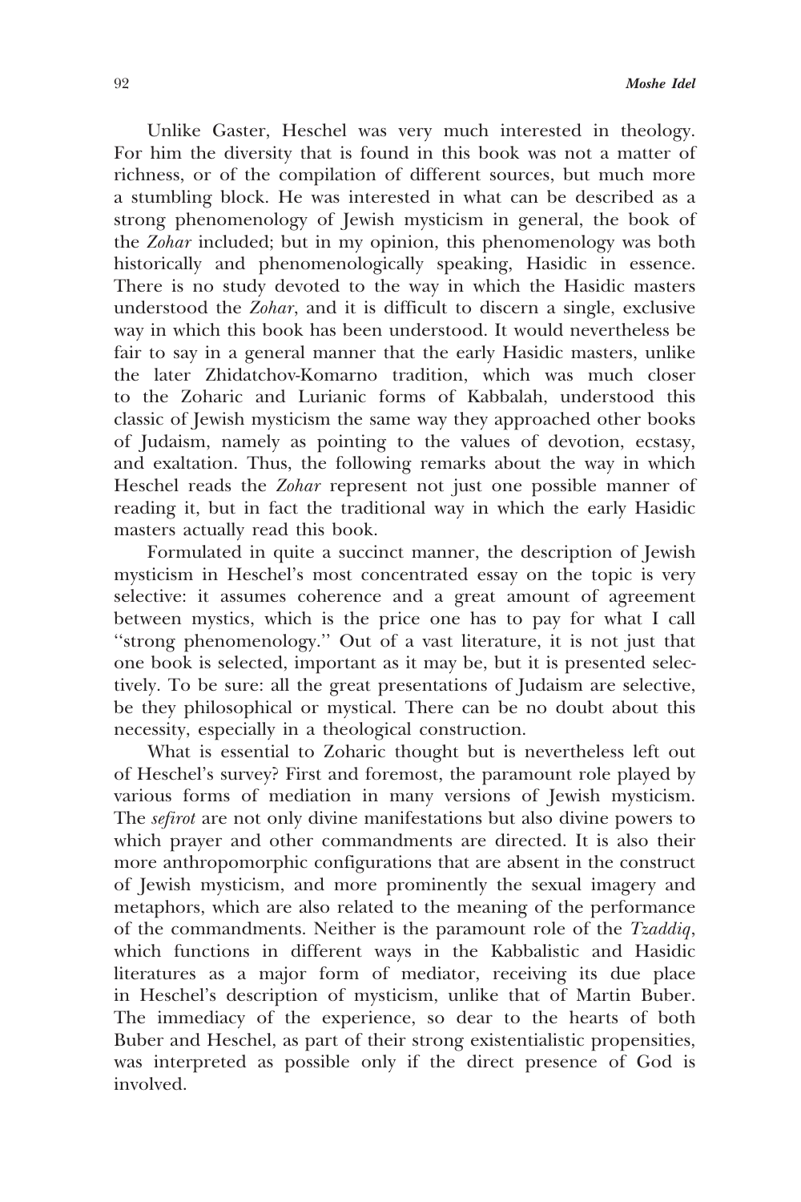Unlike Gaster, Heschel was very much interested in theology. For him the diversity that is found in this book was not a matter of richness, or of the compilation of different sources, but much more a stumbling block. He was interested in what can be described as a strong phenomenology of Jewish mysticism in general, the book of the *Zohar* included; but in my opinion, this phenomenology was both historically and phenomenologically speaking, Hasidic in essence. There is no study devoted to the way in which the Hasidic masters understood the *Zohar*, and it is difficult to discern a single, exclusive way in which this book has been understood. It would nevertheless be fair to say in a general manner that the early Hasidic masters, unlike the later Zhidatchov-Komarno tradition, which was much closer to the Zoharic and Lurianic forms of Kabbalah, understood this classic of Jewish mysticism the same way they approached other books of Judaism, namely as pointing to the values of devotion, ecstasy, and exaltation. Thus, the following remarks about the way in which Heschel reads the *Zohar* represent not just one possible manner of reading it, but in fact the traditional way in which the early Hasidic masters actually read this book.

Formulated in quite a succinct manner, the description of Jewish mysticism in Heschel's most concentrated essay on the topic is very selective: it assumes coherence and a great amount of agreement between mystics, which is the price one has to pay for what I call "strong phenomenology." Out of a vast literature, it is not just that one book is selected, important as it may be, but it is presented selectively. To be sure: all the great presentations of Judaism are selective, be they philosophical or mystical. There can be no doubt about this necessity, especially in a theological construction.

What is essential to Zoharic thought but is nevertheless left out of Heschel's survey? First and foremost, the paramount role played by various forms of mediation in many versions of Jewish mysticism. The *sefirot* are not only divine manifestations but also divine powers to which prayer and other commandments are directed. It is also their more anthropomorphic configurations that are absent in the construct of Jewish mysticism, and more prominently the sexual imagery and metaphors, which are also related to the meaning of the performance of the commandments. Neither is the paramount role of the *Tzaddiq*, which functions in different ways in the Kabbalistic and Hasidic literatures as a major form of mediator, receiving its due place in Heschel's description of mysticism, unlike that of Martin Buber. The immediacy of the experience, so dear to the hearts of both Buber and Heschel, as part of their strong existentialistic propensities, was interpreted as possible only if the direct presence of God is involved.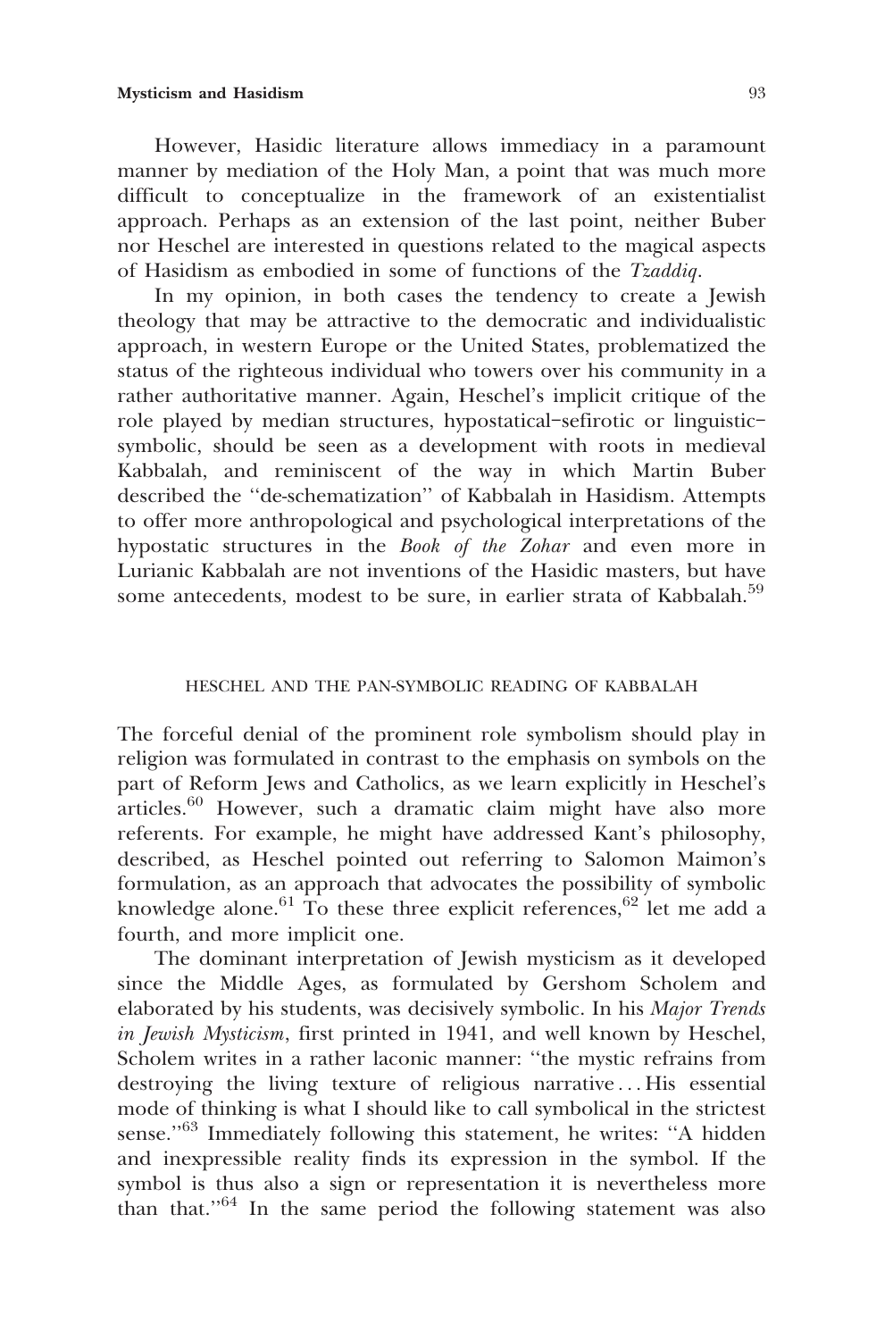However, Hasidic literature allows immediacy in a paramount manner by mediation of the Holy Man, a point that was much more difficult to conceptualize in the framework of an existentialist approach. Perhaps as an extension of the last point, neither Buber nor Heschel are interested in questions related to the magical aspects of Hasidism as embodied in some of functions of the *Tzaddiq*.

In my opinion, in both cases the tendency to create a Jewish theology that may be attractive to the democratic and individualistic approach, in western Europe or the United States, problematized the status of the righteous individual who towers over his community in a rather authoritative manner. Again, Heschel's implicit critique of the role played by median structures, hypostatical–sefirotic or linguistic–symbolic, should be seen as a development with roots in medieval Kabbalah, and reminiscent of the way in which Martin Buber described the ''de-schematization'' of Kabbalah in Hasidism. Attempts to offer more anthropological and psychological interpretations of the hypostatic structures in the *Book of the Zohar* and even more in Lurianic Kabbalah are not inventions of the Hasidic masters, but have some antecedents, modest to be sure, in earlier strata of Kabbalah.[59]

## HESCHEL AND THE PAN-SYMBOLIC READING OF KABBALAH

The forceful denial of the prominent role symbolism should play in religion was formulated in contrast to the emphasis on symbols on the part of Reform Jews and Catholics, as we learn explicitly in Heschel's articles.[60] However, such a dramatic claim might have also more referents. For example, he might have addressed Kant's philosophy, described, as Heschel pointed out referring to Salomon Maimon's formulation, as an approach that advocates the possibility of symbolic knowledge alone.[61] To these three explicit references,[62] let me add a fourth, and more implicit one.

The dominant interpretation of Jewish mysticism as it developed since the Middle Ages, as formulated by Gershom Scholem and elaborated by his students, was decisively symbolic. In his *Major Trends in Jewish Mysticism*, first printed in 1941, and well known by Heschel, Scholem writes in a rather laconic manner: ''the mystic refrains from destroying the living texture of religious narrative . . . His essential mode of thinking is what I should like to call symbolical in the strictest sense.''[63] Immediately following this statement, he writes: ''A hidden and inexpressible reality finds its expression in the symbol. If the symbol is thus also a sign or representation it is nevertheless more than that.''[64] In the same period the following statement was also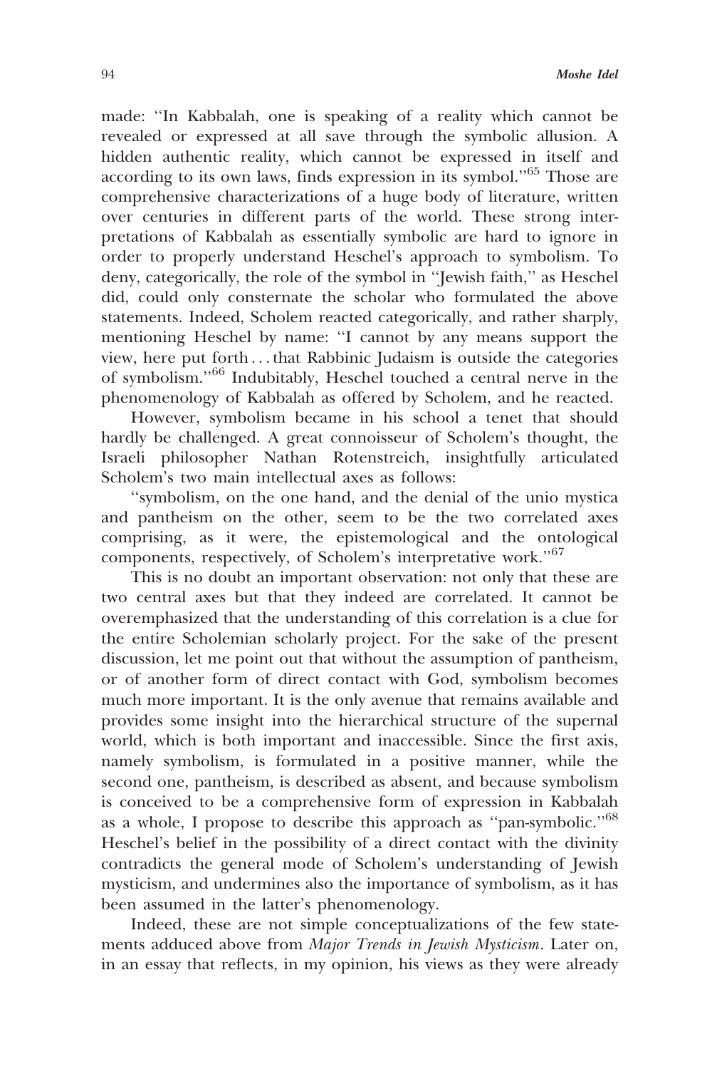made: ''In Kabbalah, one is speaking of a reality which cannot be revealed or expressed at all save through the symbolic allusion. A hidden authentic reality, which cannot be expressed in itself and according to its own laws, finds expression in its symbol.''[65] Those are comprehensive characterizations of a huge body of literature, written over centuries in different parts of the world. These strong interpretations of Kabbalah as essentially symbolic are hard to ignore in order to properly understand Heschel's approach to symbolism. To deny, categorically, the role of the symbol in ''Jewish faith,'' as Heschel did, could only consternate the scholar who formulated the above statements. Indeed, Scholem reacted categorically, and rather sharply, mentioning Heschel by name: ''I cannot by any means support the view, here put forth . . . that Rabbinic Judaism is outside the categories of symbolism.''[66] Indubitably, Heschel touched a central nerve in the phenomenology of Kabbalah as offered by Scholem, and he reacted.

However, symbolism became in his school a tenet that should hardly be challenged. A great connoisseur of Scholem's thought, the Israeli philosopher Nathan Rotenstreich, insightfully articulated Scholem's two main intellectual axes as follows:

''symbolism, on the one hand, and the denial of the unio mystica and pantheism on the other, seem to be the two correlated axes comprising, as it were, the epistemological and the ontological components, respectively, of Scholem's interpretative work.''[67]

This is no doubt an important observation: not only that these are two central axes but that they indeed are correlated. It cannot be overemphasized that the understanding of this correlation is a clue for the entire Scholemian scholarly project. For the sake of the present discussion, let me point out that without the assumption of pantheism, or of another form of direct contact with God, symbolism becomes much more important. It is the only avenue that remains available and provides some insight into the hierarchical structure of the supernal world, which is both important and inaccessible. Since the first axis, namely symbolism, is formulated in a positive manner, while the second one, pantheism, is described as absent, and because symbolism is conceived to be a comprehensive form of expression in Kabbalah as a whole, I propose to describe this approach as ''pan-symbolic.''[68] Heschel's belief in the possibility of a direct contact with the divinity contradicts the general mode of Scholem's understanding of Jewish mysticism, and undermines also the importance of symbolism, as it has been assumed in the latter's phenomenology.

Indeed, these are not simple conceptualizations of the few statements adduced above from *Major Trends in Jewish Mysticism*. Later on, in an essay that reflects, in my opinion, his views as they were already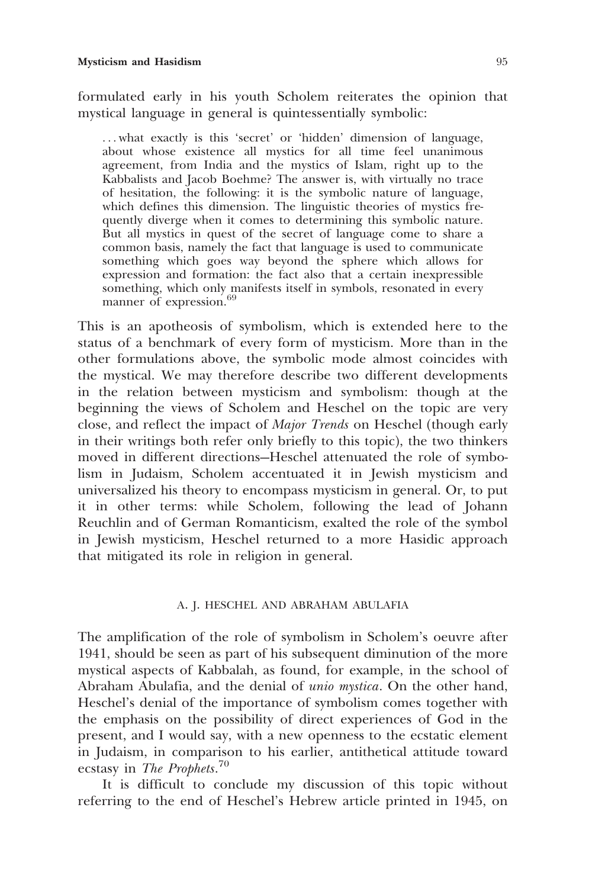formulated early in his youth Scholem reiterates the opinion that mystical language in general is quintessentially symbolic:

> . . . what exactly is this 'secret' or 'hidden' dimension of language, about whose existence all mystics for all time feel unanimous agreement, from India and the mystics of Islam, right up to the Kabbalists and Jacob Boehme? The answer is, with virtually no trace of hesitation, the following: it is the symbolic nature of language, which defines this dimension. The linguistic theories of mystics frequently diverge when it comes to determining this symbolic nature. But all mystics in quest of the secret of language come to share a common basis, namely the fact that language is used to communicate something which goes way beyond the sphere which allows for expression and formation: the fact also that a certain inexpressible something, which only manifests itself in symbols, resonated in every manner of expression.[69]

This is an apotheosis of symbolism, which is extended here to the status of a benchmark of every form of mysticism. More than in the other formulations above, the symbolic mode almost coincides with the mystical. We may therefore describe two different developments in the relation between mysticism and symbolism: though at the beginning the views of Scholem and Heschel on the topic are very close, and reflect the impact of *Major Trends* on Heschel (though early in their writings both refer only briefly to this topic), the two thinkers moved in different directions—Heschel attenuated the role of symbolism in Judaism, Scholem accentuated it in Jewish mysticism and universalized his theory to encompass mysticism in general. Or, to put it in other terms: while Scholem, following the lead of Johann Reuchlin and of German Romanticism, exalted the role of the symbol in Jewish mysticism, Heschel returned to a more Hasidic approach that mitigated its role in religion in general.

## A. J. HESCHEL AND ABRAHAM ABULAFIA

The amplification of the role of symbolism in Scholem's oeuvre after 1941, should be seen as part of his subsequent diminution of the more mystical aspects of Kabbalah, as found, for example, in the school of Abraham Abulafia, and the denial of *unio mystica*. On the other hand, Heschel's denial of the importance of symbolism comes together with the emphasis on the possibility of direct experiences of God in the present, and I would say, with a new openness to the ecstatic element in Judaism, in comparison to his earlier, antithetical attitude toward ecstasy in *The Prophets*.[70]

It is difficult to conclude my discussion of this topic without referring to the end of Heschel's Hebrew article printed in 1945, on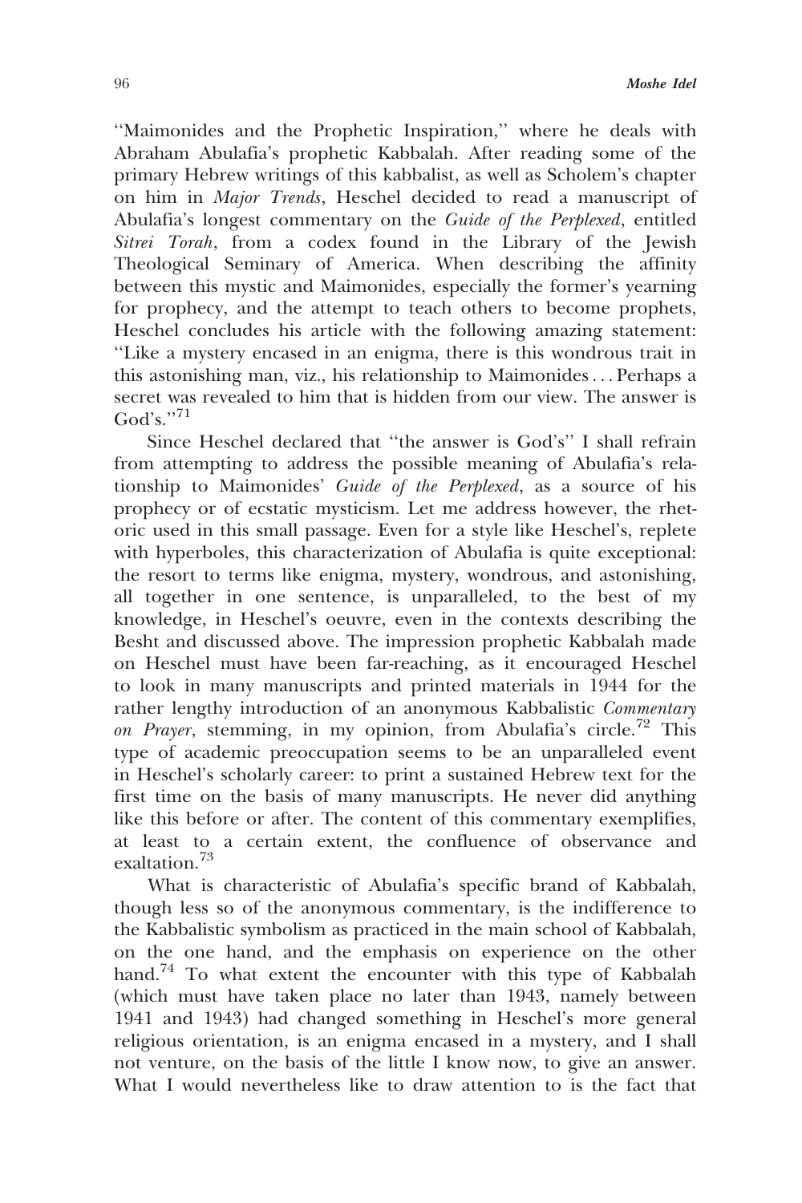''Maimonides and the Prophetic Inspiration,'' where he deals with Abraham Abulafia's prophetic Kabbalah. After reading some of the primary Hebrew writings of this kabbalist, as well as Scholem's chapter on him in *Major Trends*, Heschel decided to read a manuscript of Abulafia's longest commentary on the *Guide of the Perplexed*, entitled *Sitrei Torah*, from a codex found in the Library of the Jewish Theological Seminary of America. When describing the affinity between this mystic and Maimonides, especially the former's yearning for prophecy, and the attempt to teach others to become prophets, Heschel concludes his article with the following amazing statement: ''Like a mystery encased in an enigma, there is this wondrous trait in this astonishing man, viz., his relationship to Maimonides ... Perhaps a secret was revealed to him that is hidden from our view. The answer is God's.''[71]

Since Heschel declared that ''the answer is God's'' I shall refrain from attempting to address the possible meaning of Abulafia's relationship to Maimonides' *Guide of the Perplexed*, as a source of his prophecy or of ecstatic mysticism. Let me address however, the rhetoric used in this small passage. Even for a style like Heschel's, replete with hyperboles, this characterization of Abulafia is quite exceptional: the resort to terms like enigma, mystery, wondrous, and astonishing, all together in one sentence, is unparalleled, to the best of my knowledge, in Heschel's oeuvre, even in the contexts describing the Besht and discussed above. The impression prophetic Kabbalah made on Heschel must have been far-reaching, as it encouraged Heschel to look in many manuscripts and printed materials in 1944 for the rather lengthy introduction of an anonymous Kabbalistic *Commentary on Prayer*, stemming, in my opinion, from Abulafia's circle.[72] This type of academic preoccupation seems to be an unparalleled event in Heschel's scholarly career: to print a sustained Hebrew text for the first time on the basis of many manuscripts. He never did anything like this before or after. The content of this commentary exemplifies, at least to a certain extent, the confluence of observance and exaltation.[73]

What is characteristic of Abulafia's specific brand of Kabbalah, though less so of the anonymous commentary, is the indifference to the Kabbalistic symbolism as practiced in the main school of Kabbalah, on the one hand, and the emphasis on experience on the other hand.[74] To what extent the encounter with this type of Kabbalah (which must have taken place no later than 1943, namely between 1941 and 1943) had changed something in Heschel's more general religious orientation, is an enigma encased in a mystery, and I shall not venture, on the basis of the little I know now, to give an answer. What I would nevertheless like to draw attention to is the fact that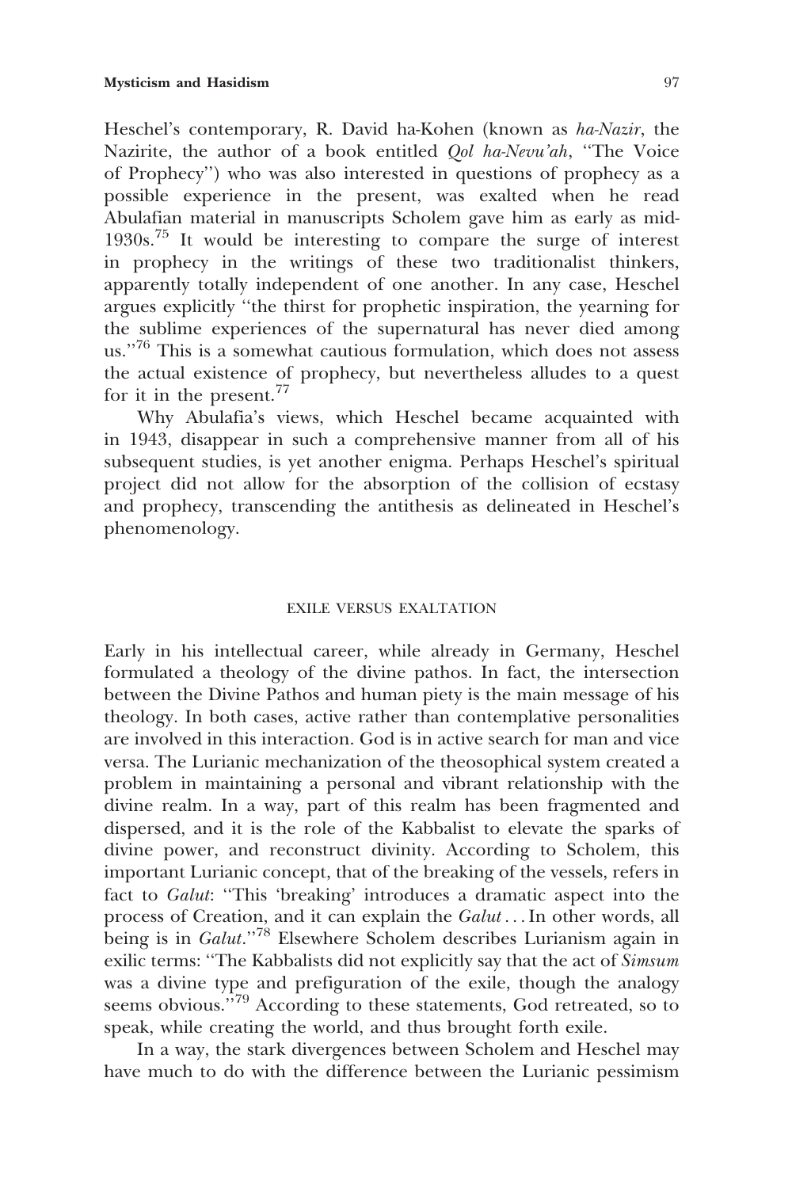Heschel's contemporary, R. David ha-Kohen (known as *ha-Nazir*, the Nazirite, the author of a book entitled *Qol ha-Nevu'ah*, "The Voice of Prophecy") who was also interested in questions of prophecy as a possible experience in the present, was exalted when he read Abulafian material in manuscripts Scholem gave him as early as mid-1930s.[75] It would be interesting to compare the surge of interest in prophecy in the writings of these two traditionalist thinkers, apparently totally independent of one another. In any case, Heschel argues explicitly "the thirst for prophetic inspiration, the yearning for the sublime experiences of the supernatural has never died among us."[76] This is a somewhat cautious formulation, which does not assess the actual existence of prophecy, but nevertheless alludes to a quest for it in the present.[77]

Why Abulafia's views, which Heschel became acquainted with in 1943, disappear in such a comprehensive manner from all of his subsequent studies, is yet another enigma. Perhaps Heschel's spiritual project did not allow for the absorption of the collision of ecstasy and prophecy, transcending the antithesis as delineated in Heschel's phenomenology.

## EXILE VERSUS EXALTATION

Early in his intellectual career, while already in Germany, Heschel formulated a theology of the divine pathos. In fact, the intersection between the Divine Pathos and human piety is the main message of his theology. In both cases, active rather than contemplative personalities are involved in this interaction. God is in active search for man and vice versa. The Lurianic mechanization of the theosophical system created a problem in maintaining a personal and vibrant relationship with the divine realm. In a way, part of this realm has been fragmented and dispersed, and it is the role of the Kabbalist to elevate the sparks of divine power, and reconstruct divinity. According to Scholem, this important Lurianic concept, that of the breaking of the vessels, refers in fact to *Galut*: "This 'breaking' introduces a dramatic aspect into the process of Creation, and it can explain the *Galut* . . . In other words, all being is in *Galut*."[78] Elsewhere Scholem describes Lurianism again in exilic terms: "The Kabbalists did not explicitly say that the act of *Simsum* was a divine type and prefiguration of the exile, though the analogy seems obvious."[79] According to these statements, God retreated, so to speak, while creating the world, and thus brought forth exile.

In a way, the stark divergences between Scholem and Heschel may have much to do with the difference between the Lurianic pessimism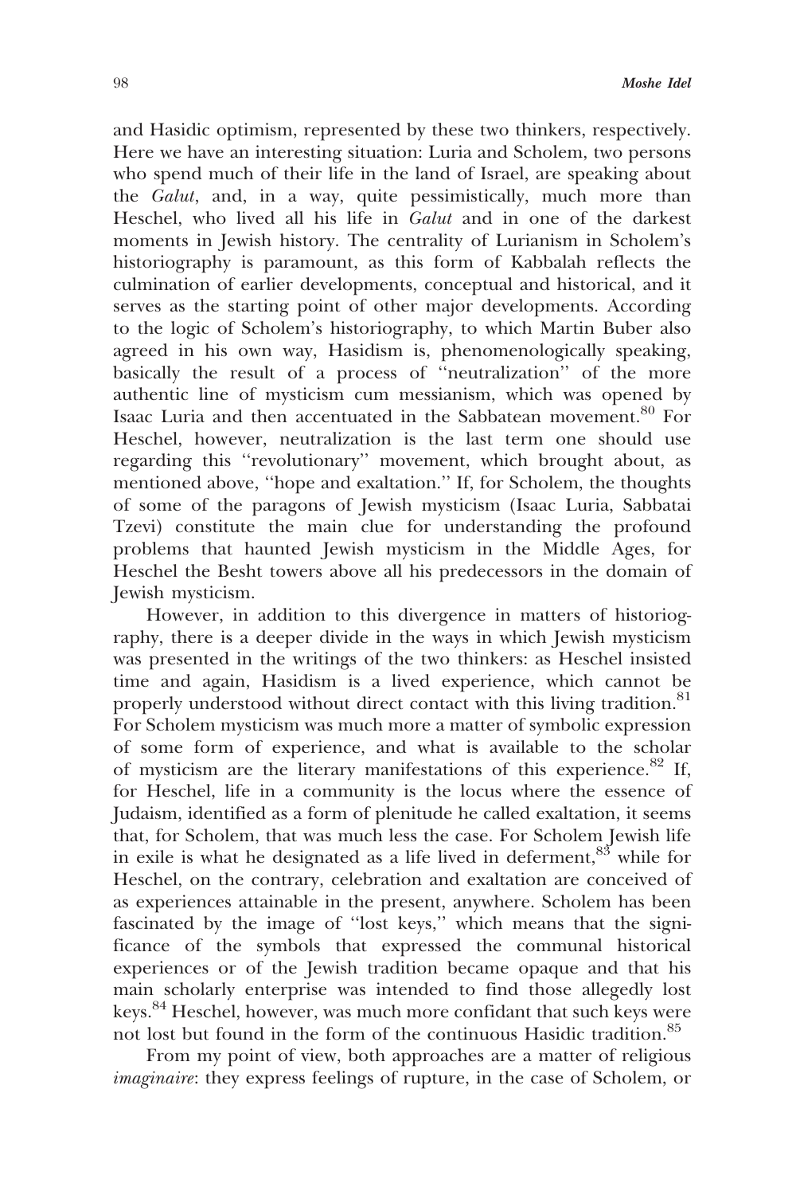and Hasidic optimism, represented by these two thinkers, respectively. Here we have an interesting situation: Luria and Scholem, two persons who spend much of their life in the land of Israel, are speaking about the *Galut*, and, in a way, quite pessimistically, much more than Heschel, who lived all his life in *Galut* and in one of the darkest moments in Jewish history. The centrality of Lurianism in Scholem's historiography is paramount, as this form of Kabbalah reflects the culmination of earlier developments, conceptual and historical, and it serves as the starting point of other major developments. According to the logic of Scholem's historiography, to which Martin Buber also agreed in his own way, Hasidism is, phenomenologically speaking, basically the result of a process of "neutralization" of the more authentic line of mysticism cum messianism, which was opened by Isaac Luria and then accentuated in the Sabbatean movement.[80] For Heschel, however, neutralization is the last term one should use regarding this "revolutionary" movement, which brought about, as mentioned above, "hope and exaltation." If, for Scholem, the thoughts of some of the paragons of Jewish mysticism (Isaac Luria, Sabbatai Tzevi) constitute the main clue for understanding the profound problems that haunted Jewish mysticism in the Middle Ages, for Heschel the Besht towers above all his predecessors in the domain of Jewish mysticism.

However, in addition to this divergence in matters of historiography, there is a deeper divide in the ways in which Jewish mysticism was presented in the writings of the two thinkers: as Heschel insisted time and again, Hasidism is a lived experience, which cannot be properly understood without direct contact with this living tradition.[81] For Scholem mysticism was much more a matter of symbolic expression of some form of experience, and what is available to the scholar of mysticism are the literary manifestations of this experience.[82] If, for Heschel, life in a community is the locus where the essence of Judaism, identified as a form of plenitude he called exaltation, it seems that, for Scholem, that was much less the case. For Scholem Jewish life in exile is what he designated as a life lived in deferment,[83] while for Heschel, on the contrary, celebration and exaltation are conceived of as experiences attainable in the present, anywhere. Scholem has been fascinated by the image of "lost keys," which means that the significance of the symbols that expressed the communal historical experiences or of the Jewish tradition became opaque and that his main scholarly enterprise was intended to find those allegedly lost keys.[84] Heschel, however, was much more confidant that such keys were not lost but found in the form of the continuous Hasidic tradition.[85]

From my point of view, both approaches are a matter of religious *imaginaire*: they express feelings of rupture, in the case of Scholem, or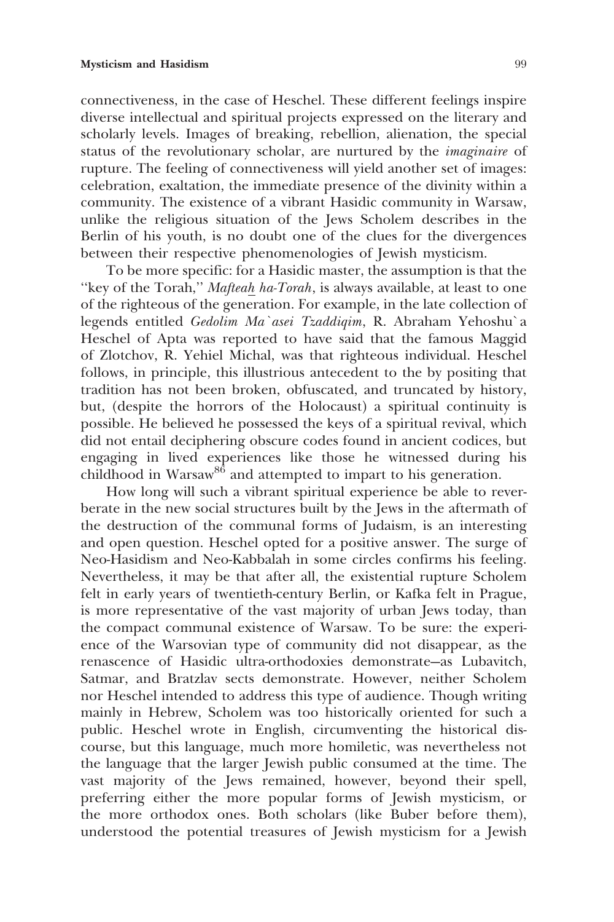connectiveness, in the case of Heschel. These different feelings inspire diverse intellectual and spiritual projects expressed on the literary and scholarly levels. Images of breaking, rebellion, alienation, the special status of the revolutionary scholar, are nurtured by the *imaginaire* of rupture. The feeling of connectiveness will yield another set of images: celebration, exaltation, the immediate presence of the divinity within a community. The existence of a vibrant Hasidic community in Warsaw, unlike the religious situation of the Jews Scholem describes in the Berlin of his youth, is no doubt one of the clues for the divergences between their respective phenomenologies of Jewish mysticism.

To be more specific: for a Hasidic master, the assumption is that the ''key of the Torah,'' *Mafteaẖ ha-Torah*, is always available, at least to one of the righteous of the generation. For example, in the late collection of legends entitled *Gedolim Ma`asei Tzaddiqim*, R. Abraham Yehoshu`a Heschel of Apta was reported to have said that the famous Maggid of Zlotchov, R. Yehiel Michal, was that righteous individual. Heschel follows, in principle, this illustrious antecedent to the by positing that tradition has not been broken, obfuscated, and truncated by history, but, (despite the horrors of the Holocaust) a spiritual continuity is possible. He believed he possessed the keys of a spiritual revival, which did not entail deciphering obscure codes found in ancient codices, but engaging in lived experiences like those he witnessed during his childhood in Warsaw[86] and attempted to impart to his generation.

How long will such a vibrant spiritual experience be able to reverberate in the new social structures built by the Jews in the aftermath of the destruction of the communal forms of Judaism, is an interesting and open question. Heschel opted for a positive answer. The surge of Neo-Hasidism and Neo-Kabbalah in some circles confirms his feeling. Nevertheless, it may be that after all, the existential rupture Scholem felt in early years of twentieth-century Berlin, or Kafka felt in Prague, is more representative of the vast majority of urban Jews today, than the compact communal existence of Warsaw. To be sure: the experience of the Warsovian type of community did not disappear, as the renascence of Hasidic ultra-orthodoxies demonstrate—as Lubavitch, Satmar, and Bratzlav sects demonstrate. However, neither Scholem nor Heschel intended to address this type of audience. Though writing mainly in Hebrew, Scholem was too historically oriented for such a public. Heschel wrote in English, circumventing the historical discourse, but this language, much more homiletic, was nevertheless not the language that the larger Jewish public consumed at the time. The vast majority of the Jews remained, however, beyond their spell, preferring either the more popular forms of Jewish mysticism, or the more orthodox ones. Both scholars (like Buber before them), understood the potential treasures of Jewish mysticism for a Jewish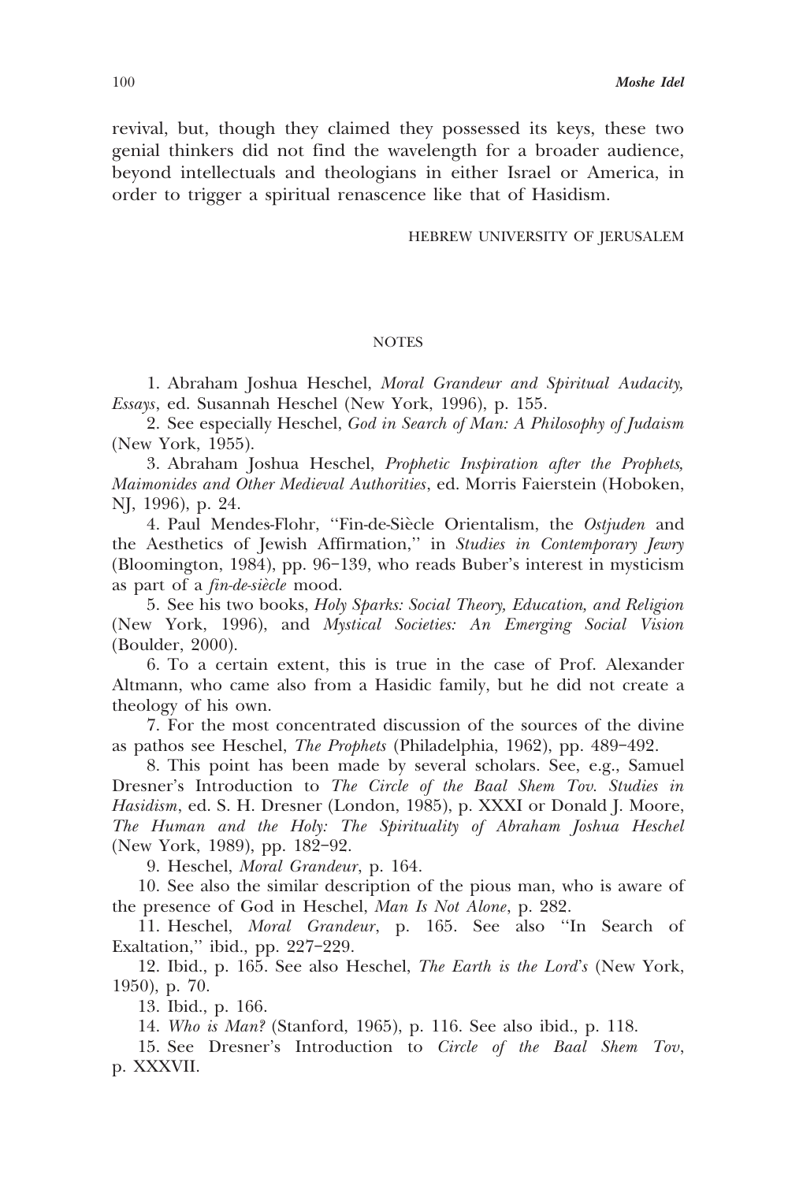revival, but, though they claimed they possessed its keys, these two genial thinkers did not find the wavelength for a broader audience, beyond intellectuals and theologians in either Israel or America, in order to trigger a spiritual renascence like that of Hasidism.

HEBREW UNIVERSITY OF JERUSALEM

## NOTES

1. Abraham Joshua Heschel, *Moral Grandeur and Spiritual Audacity, Essays*, ed. Susannah Heschel (New York, 1996), p. 155.

2. See especially Heschel, *God in Search of Man: A Philosophy of Judaism* (New York, 1955).

3. Abraham Joshua Heschel, *Prophetic Inspiration after the Prophets, Maimonides and Other Medieval Authorities*, ed. Morris Faierstein (Hoboken, NJ, 1996), p. 24.

4. Paul Mendes-Flohr, ''Fin-de-Siècle Orientalism, the *Ostjuden* and the Aesthetics of Jewish Affirmation,'' in *Studies in Contemporary Jewry* (Bloomington, 1984), pp. 96–139, who reads Buber's interest in mysticism as part of a *fin-de-siècle* mood.

5. See his two books, *Holy Sparks: Social Theory, Education, and Religion* (New York, 1996), and *Mystical Societies: An Emerging Social Vision* (Boulder, 2000).

6. To a certain extent, this is true in the case of Prof. Alexander Altmann, who came also from a Hasidic family, but he did not create a theology of his own.

7. For the most concentrated discussion of the sources of the divine as pathos see Heschel, *The Prophets* (Philadelphia, 1962), pp. 489–492.

8. This point has been made by several scholars. See, e.g., Samuel Dresner's Introduction to *The Circle of the Baal Shem Tov. Studies in Hasidism*, ed. S. H. Dresner (London, 1985), p. XXXI or Donald J. Moore, *The Human and the Holy: The Spirituality of Abraham Joshua Heschel* (New York, 1989), pp. 182–92.

9. Heschel, *Moral Grandeur*, p. 164.

10. See also the similar description of the pious man, who is aware of the presence of God in Heschel, *Man Is Not Alone*, p. 282.

11. Heschel, *Moral Grandeur*, p. 165. See also ''In Search of Exaltation,'' ibid., pp. 227–229.

12. Ibid., p. 165. See also Heschel, *The Earth is the Lord's* (New York, 1950), p. 70.

13. Ibid., p. 166.

14. *Who is Man?* (Stanford, 1965), p. 116. See also ibid., p. 118.

15. See Dresner's Introduction to *Circle of the Baal Shem Tov*, p. XXXVII.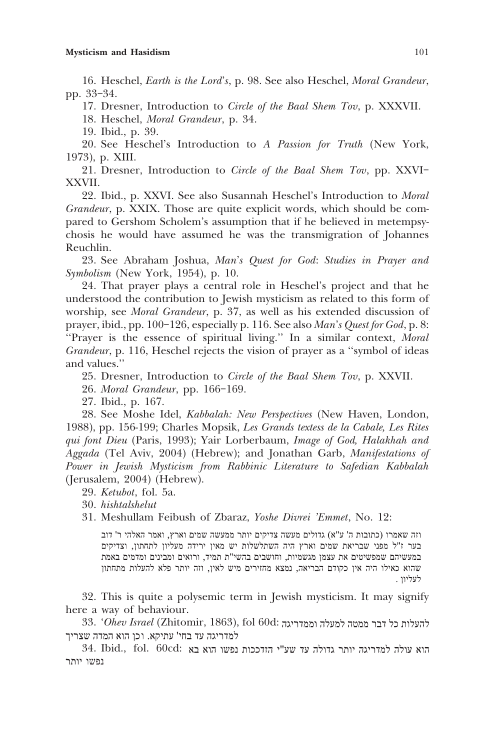16. Heschel, *Earth is the Lord's*, p. 98. See also Heschel, *Moral Grandeur*, pp. 33–34.

17. Dresner, Introduction to *Circle of the Baal Shem Tov*, p. XXXVII.

18. Heschel, *Moral Grandeur*, p. 34.

19. Ibid., p. 39.

20. See Heschel's Introduction to *A Passion for Truth* (New York, 1973), p. XIII.

21. Dresner, Introduction to *Circle of the Baal Shem Tov*, pp. XXVI–XXVII.

22. Ibid., p. XXVI. See also Susannah Heschel's Introduction to *Moral Grandeur*, p. XXIX. Those are quite explicit words, which should be compared to Gershom Scholem's assumption that if he believed in metempsychosis he would have assumed he was the transmigration of Johannes Reuchlin.

23. See Abraham Joshua, *Man's Quest for God*: *Studies in Prayer and Symbolism* (New York, 1954), p. 10.

24. That prayer plays a central role in Heschel's project and that he understood the contribution to Jewish mysticism as related to this form of worship, see *Moral Grandeur*, p. 37, as well as his extended discussion of prayer, ibid., pp. 100–126, especially p. 116. See also *Man's Quest for God*, p. 8: ''Prayer is the essence of spiritual living.'' In a similar context, *Moral Grandeur*, p. 116, Heschel rejects the vision of prayer as a ''symbol of ideas and values.''

25. Dresner, Introduction to *Circle of the Baal Shem Tov*, p. XXVII.

26. *Moral Grandeur*, pp. 166–169.

27. Ibid., p. 167.

28. See Moshe Idel, *Kabbalah: New Perspectives* (New Haven, London, 1988), pp. 156-199; Charles Mopsik, *Les Grands textess de la Cabale, Les Rites qui font Dieu* (Paris, 1993); Yair Lorberbaum, *Image of God, Halakhah and Aggada* (Tel Aviv, 2004) (Hebrew); and Jonathan Garb, *Manifestations of Power in Jewish Mysticism from Rabbinic Literature to Safedian Kabbalah* (Jerusalem, 2004) (Hebrew).

29. *Ketubot*, fol. 5a.

30. *hishtalshelut*

31. Meshullam Feibush of Zbaraz, *Yoshe Divrei 'Emmet*, No. 12:

> וזה שאמרו (כתובות ה' ע"א) גדולים מעשה צדיקים יותר ממעשה שמים וארץ, ואמר האלהי ר' דוב בער ז"ל מפני שבריאת שמים וארץ היה השתלשלות יש מאין ירידה מעליון לתחתון, וצדיקים במעשיהם שמפשיטים את עצמן מגשמיות, וחושבים בהשי"ת תמיד, ורואים ומבינים ומדמים באמת שהוא כאילו היה אין כקודם הבריאה, נמצא מחזירים מיש לאין, וזה יותר פלא להעלות מתחתון לעליון.

32. This is quite a polysemic term in Jewish mysticism. It may signify here a way of behaviour.

33. *'Ohev Israel* (Zhitomir, 1863), fol 60d: להעלות כל דבר ממטה למעלה וממדריגה למדריגה עד בחי' עתיקא. וכן הוא המדה שצריך

34. Ibid., fol. 60cd: הוא עולה למדריגה יותר גדולה עד שע"י הזדככות נפשו הוא בא נפשו יותר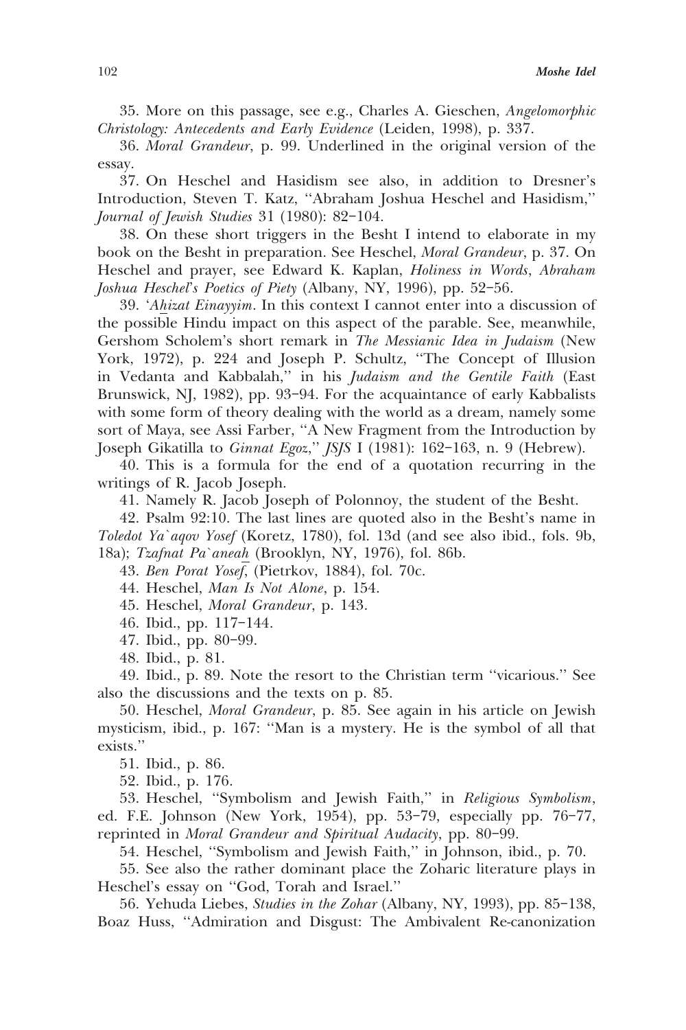35. More on this passage, see e.g., Charles A. Gieschen, *Angelomorphic Christology: Antecedents and Early Evidence* (Leiden, 1998), p. 337.

36. *Moral Grandeur*, p. 99. Underlined in the original version of the essay.

37. On Heschel and Hasidism see also, in addition to Dresner's Introduction, Steven T. Katz, "Abraham Joshua Heschel and Hasidism," *Journal of Jewish Studies* 31 (1980): 82–104.

38. On these short triggers in the Besht I intend to elaborate in my book on the Besht in preparation. See Heschel, *Moral Grandeur*, p. 37. On Heschel and prayer, see Edward K. Kaplan, *Holiness in Words, Abraham Joshua Heschel's Poetics of Piety* (Albany, NY, 1996), pp. 52–56.

39. *'Ahizat Einayyim*. In this context I cannot enter into a discussion of the possible Hindu impact on this aspect of the parable. See, meanwhile, Gershom Scholem's short remark in *The Messianic Idea in Judaism* (New York, 1972), p. 224 and Joseph P. Schultz, "The Concept of Illusion in Vedanta and Kabbalah," in his *Judaism and the Gentile Faith* (East Brunswick, NJ, 1982), pp. 93–94. For the acquaintance of early Kabbalists with some form of theory dealing with the world as a dream, namely some sort of Maya, see Assi Farber, "A New Fragment from the Introduction by Joseph Gikatilla to *Ginnat Egoz*," *JSJS* I (1981): 162–163, n. 9 (Hebrew).

40. This is a formula for the end of a quotation recurring in the writings of R. Jacob Joseph.

41. Namely R. Jacob Joseph of Polonnoy, the student of the Besht.

42. Psalm 92:10. The last lines are quoted also in the Besht's name in *Toledot Ya`aqov Yosef* (Koretz, 1780), fol. 13d (and see also ibid., fols. 9b, 18a); *Tzafnat Pa`aneah* (Brooklyn, NY, 1976), fol. 86b.

43. *Ben Porat Yosef*, (Pietrkov, 1884), fol. 70c.

44. Heschel, *Man Is Not Alone*, p. 154.

45. Heschel, *Moral Grandeur*, p. 143.

46. Ibid., pp. 117–144.

47. Ibid., pp. 80–99.

48. Ibid., p. 81.

49. Ibid., p. 89. Note the resort to the Christian term "vicarious." See also the discussions and the texts on p. 85.

50. Heschel, *Moral Grandeur*, p. 85. See again in his article on Jewish mysticism, ibid., p. 167: "Man is a mystery. He is the symbol of all that exists."

51. Ibid., p. 86.

52. Ibid., p. 176.

53. Heschel, "Symbolism and Jewish Faith," in *Religious Symbolism*, ed. F.E. Johnson (New York, 1954), pp. 53–79, especially pp. 76–77, reprinted in *Moral Grandeur and Spiritual Audacity*, pp. 80–99.

54. Heschel, "Symbolism and Jewish Faith," in Johnson, ibid., p. 70.

55. See also the rather dominant place the Zoharic literature plays in Heschel's essay on "God, Torah and Israel."

56. Yehuda Liebes, *Studies in the Zohar* (Albany, NY, 1993), pp. 85–138, Boaz Huss, "Admiration and Disgust: The Ambivalent Re-canonization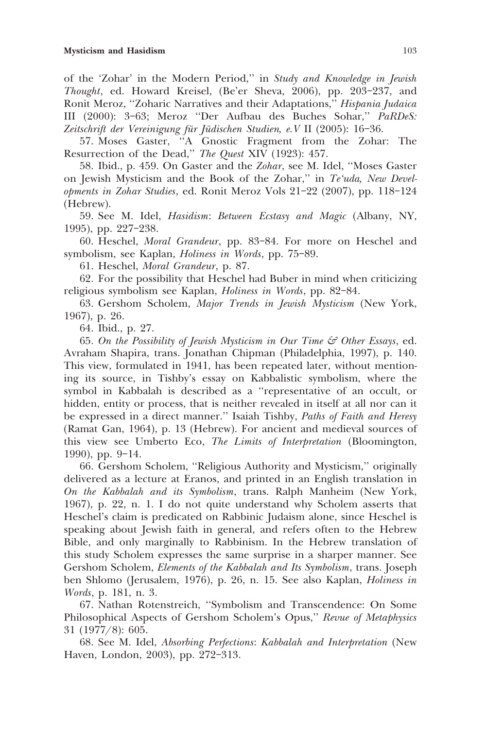of the 'Zohar' in the Modern Period,'' in *Study and Knowledge in Jewish Thought*, ed. Howard Kreisel, (Be'er Sheva, 2006), pp. 203–237, and Ronit Meroz, ''Zoharic Narratives and their Adaptations,'' *Hispania Judaica* III (2000): 3–63; Meroz ''Der Aufbau des Buches Sohar,'' *PaRDeS: Zeitschrift der Vereinigung für Jüdischen Studien, e.V* II (2005): 16–36.

57. Moses Gaster, ''A Gnostic Fragment from the Zohar: The Resurrection of the Dead,'' *The Quest* XIV (1923): 457.

58. Ibid., p. 459. On Gaster and the *Zohar*, see M. Idel, ''Moses Gaster on Jewish Mysticism and the Book of the Zohar,'' in *Te'uda, New Developments in Zohar Studies*, ed. Ronit Meroz Vols 21–22 (2007), pp. 118–124 (Hebrew).

59. See M. Idel, *Hasidism*: *Between Ecstasy and Magic* (Albany, NY, 1995), pp. 227–238.

60. Heschel, *Moral Grandeur*, pp. 83–84. For more on Heschel and symbolism, see Kaplan, *Holiness in Words*, pp. 75–89.

61. Heschel, *Moral Grandeur*, p. 87.

62. For the possibility that Heschel had Buber in mind when criticizing religious symbolism see Kaplan, *Holiness in Words*, pp. 82–84.

63. Gershom Scholem, *Major Trends in Jewish Mysticism* (New York, 1967), p. 26.

64. Ibid., p. 27.

65. *On the Possibility of Jewish Mysticism in Our Time & Other Essays*, ed. Avraham Shapira, trans. Jonathan Chipman (Philadelphia, 1997), p. 140. This view, formulated in 1941, has been repeated later, without mentioning its source, in Tishby's essay on Kabbalistic symbolism, where the symbol in Kabbalah is described as a ''representative of an occult, or hidden, entity or process, that is neither revealed in itself at all nor can it be expressed in a direct manner.'' Isaiah Tishby, *Paths of Faith and Heresy* (Ramat Gan, 1964), p. 13 (Hebrew). For ancient and medieval sources of this view see Umberto Eco, *The Limits of Interpretation* (Bloomington, 1990), pp. 9–14.

66. Gershom Scholem, ''Religious Authority and Mysticism,'' originally delivered as a lecture at Eranos, and printed in an English translation in *On the Kabbalah and its Symbolism*, trans. Ralph Manheim (New York, 1967), p. 22, n. 1. I do not quite understand why Scholem asserts that Heschel's claim is predicated on Rabbinic Judaism alone, since Heschel is speaking about Jewish faith in general, and refers often to the Hebrew Bible, and only marginally to Rabbinism. In the Hebrew translation of this study Scholem expresses the same surprise in a sharper manner. See Gershom Scholem, *Elements of the Kabbalah and Its Symbolism*, trans. Joseph ben Shlomo (Jerusalem, 1976), p. 26, n. 15. See also Kaplan, *Holiness in Words*, p. 181, n. 3.

67. Nathan Rotenstreich, ''Symbolism and Transcendence: On Some Philosophical Aspects of Gershom Scholem's Opus,'' *Revue of Metaphysics* 31 (1977/8): 605.

68. See M. Idel, *Absorbing Perfections*: *Kabbalah and Interpretation* (New Haven, London, 2003), pp. 272–313.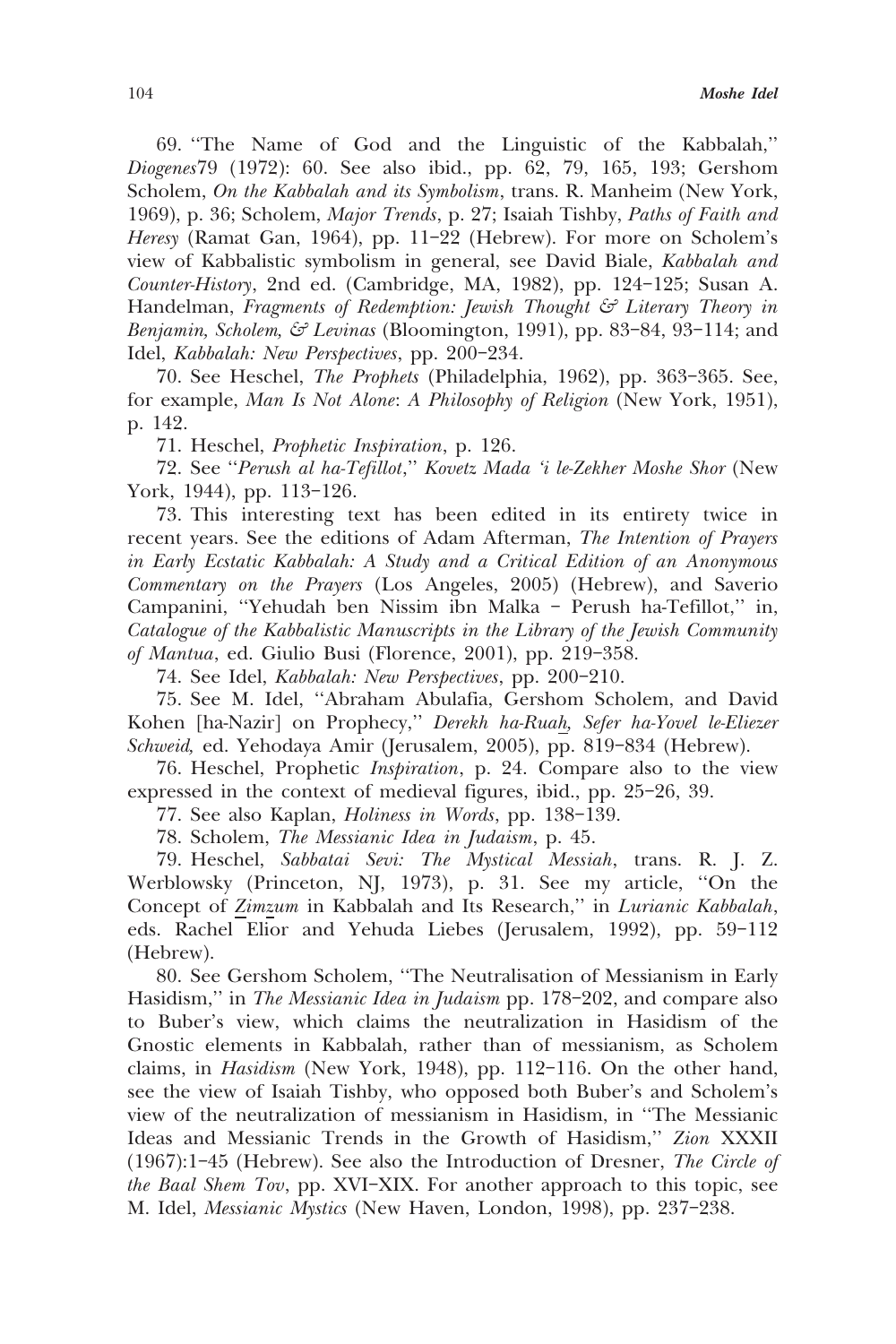69. "The Name of God and the Linguistic of the Kabbalah," *Diogenes*79 (1972): 60. See also ibid., pp. 62, 79, 165, 193; Gershom Scholem, *On the Kabbalah and its Symbolism*, trans. R. Manheim (New York, 1969), p. 36; Scholem, *Major Trends*, p. 27; Isaiah Tishby, *Paths of Faith and Heresy* (Ramat Gan, 1964), pp. 11–22 (Hebrew). For more on Scholem's view of Kabbalistic symbolism in general, see David Biale, *Kabbalah and Counter-History*, 2nd ed. (Cambridge, MA, 1982), pp. 124–125; Susan A. Handelman, *Fragments of Redemption: Jewish Thought & Literary Theory in Benjamin, Scholem, & Levinas* (Bloomington, 1991), pp. 83–84, 93–114; and Idel, *Kabbalah: New Perspectives*, pp. 200–234.

70. See Heschel, *The Prophets* (Philadelphia, 1962), pp. 363–365. See, for example, *Man Is Not Alone*: *A Philosophy of Religion* (New York, 1951), p. 142.

71. Heschel, *Prophetic Inspiration*, p. 126.

72. See "*Perush al ha-Tefillot*," *Kovetz Mada 'i le-Zekher Moshe Shor* (New York, 1944), pp. 113–126.

73. This interesting text has been edited in its entirety twice in recent years. See the editions of Adam Afterman, *The Intention of Prayers in Early Ecstatic Kabbalah: A Study and a Critical Edition of an Anonymous Commentary on the Prayers* (Los Angeles, 2005) (Hebrew), and Saverio Campanini, "Yehudah ben Nissim ibn Malka – Perush ha-Tefillot," in, *Catalogue of the Kabbalistic Manuscripts in the Library of the Jewish Community of Mantua*, ed. Giulio Busi (Florence, 2001), pp. 219–358.

74. See Idel, *Kabbalah: New Perspectives*, pp. 200–210.

75. See M. Idel, "Abraham Abulafia, Gershom Scholem, and David Kohen [ha-Nazir] on Prophecy," *Derekh ha-Ruah, Sefer ha-Yovel le-Eliezer Schweid*, ed. Yehodaya Amir (Jerusalem, 2005), pp. 819–834 (Hebrew).

76. Heschel, Prophetic *Inspiration*, p. 24. Compare also to the view expressed in the context of medieval figures, ibid., pp. 25–26, 39.

77. See also Kaplan, *Holiness in Words*, pp. 138–139.

78. Scholem, *The Messianic Idea in Judaism*, p. 45.

79. Heschel, *Sabbatai Sevi: The Mystical Messiah*, trans. R. J. Z. Werblowsky (Princeton, NJ, 1973), p. 31. See my article, "On the Concept of *Zimzum* in Kabbalah and Its Research," in *Lurianic Kabbalah*, eds. Rachel Elior and Yehuda Liebes (Jerusalem, 1992), pp. 59–112 (Hebrew).

80. See Gershom Scholem, "The Neutralisation of Messianism in Early Hasidism," in *The Messianic Idea in Judaism* pp. 178–202, and compare also to Buber's view, which claims the neutralization in Hasidism of the Gnostic elements in Kabbalah, rather than of messianism, as Scholem claims, in *Hasidism* (New York, 1948), pp. 112–116. On the other hand, see the view of Isaiah Tishby, who opposed both Buber's and Scholem's view of the neutralization of messianism in Hasidism, in "The Messianic Ideas and Messianic Trends in the Growth of Hasidism," *Zion* XXXII (1967):1–45 (Hebrew). See also the Introduction of Dresner, *The Circle of the Baal Shem Tov*, pp. XVI–XIX. For another approach to this topic, see M. Idel, *Messianic Mystics* (New Haven, London, 1998), pp. 237–238.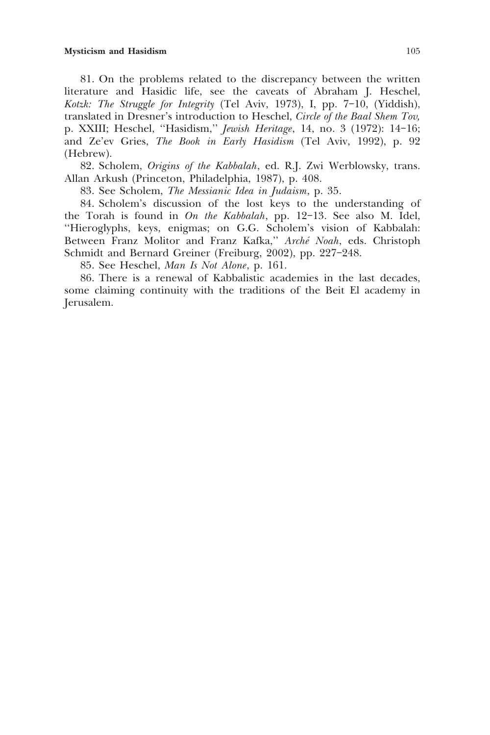81. On the problems related to the discrepancy between the written literature and Hasidic life, see the caveats of Abraham J. Heschel, *Kotzk: The Struggle for Integrity* (Tel Aviv, 1973), I, pp. 7–10, (Yiddish), translated in Dresner's introduction to Heschel, *Circle of the Baal Shem Tov,* p. XXIII; Heschel, ''Hasidism,'' *Jewish Heritage*, 14, no. 3 (1972): 14–16; and Ze'ev Gries, *The Book in Early Hasidism* (Tel Aviv, 1992), p. 92 (Hebrew).

82. Scholem, *Origins of the Kabbalah*, ed. R.J. Zwi Werblowsky, trans. Allan Arkush (Princeton, Philadelphia, 1987), p. 408.

83. See Scholem, *The Messianic Idea in Judaism*, p. 35.

84. Scholem's discussion of the lost keys to the understanding of the Torah is found in *On the Kabbalah*, pp. 12–13. See also M. Idel, ''Hieroglyphs, keys, enigmas; on G.G. Scholem's vision of Kabbalah: Between Franz Molitor and Franz Kafka,'' *Arché Noah*, eds. Christoph Schmidt and Bernard Greiner (Freiburg, 2002), pp. 227–248.

85. See Heschel, *Man Is Not Alone*, p. 161.

86. There is a renewal of Kabbalistic academies in the last decades, some claiming continuity with the traditions of the Beit El academy in Jerusalem.